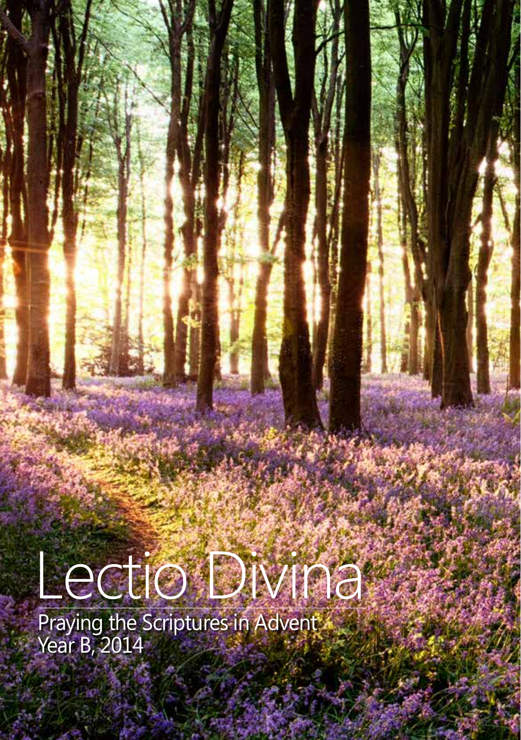# Lectio Divina

Praying the Scriptures in Advent
Year B, 2014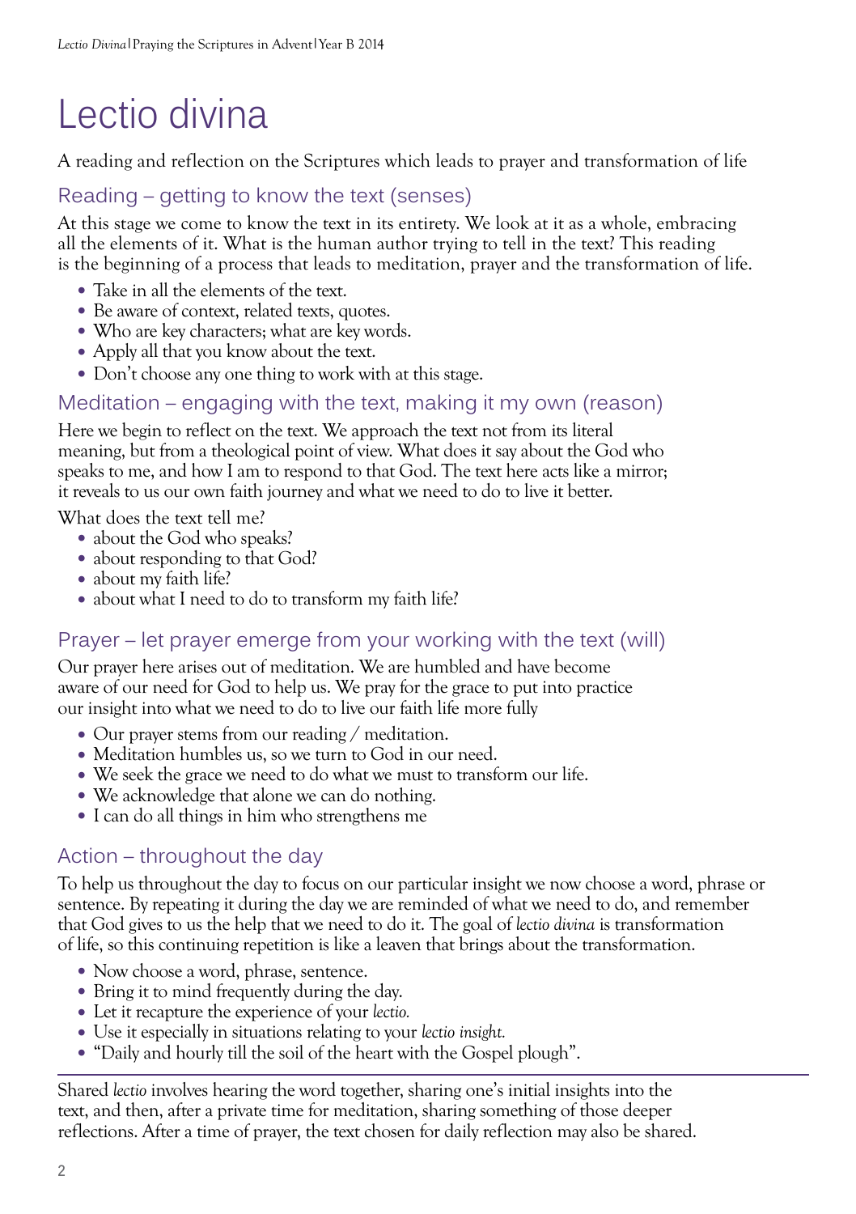# Lectio divina

A reading and reflection on the Scriptures which leads to prayer and transformation of life

## Reading – getting to know the text (senses)

At this stage we come to know the text in its entirety. We look at it as a whole, embracing all the elements of it. What is the human author trying to tell in the text? This reading is the beginning of a process that leads to meditation, prayer and the transformation of life.

- Take in all the elements of the text.
- Be aware of context, related texts, quotes.
- Who are key characters; what are key words.
- Apply all that you know about the text.
- Don't choose any one thing to work with at this stage.

## Meditation – engaging with the text, making it my own (reason)

Here we begin to reflect on the text. We approach the text not from its literal meaning, but from a theological point of view. What does it say about the God who speaks to me, and how I am to respond to that God. The text here acts like a mirror; it reveals to us our own faith journey and what we need to do to live it better.

What does the text tell me?

- about the God who speaks?
- about responding to that God?
- about my faith life?
- about what I need to do to transform my faith life?

## Prayer – let prayer emerge from your working with the text (will)

Our prayer here arises out of meditation. We are humbled and have become aware of our need for God to help us. We pray for the grace to put into practice our insight into what we need to do to live our faith life more fully

- Our prayer stems from our reading / meditation.
- Meditation humbles us, so we turn to God in our need.
- We seek the grace we need to do what we must to transform our life.
- We acknowledge that alone we can do nothing.
- I can do all things in him who strengthens me

## Action – throughout the day

To help us throughout the day to focus on our particular insight we now choose a word, phrase or sentence. By repeating it during the day we are reminded of what we need to do, and remember that God gives to us the help that we need to do it. The goal of *lectio divina* is transformation of life, so this continuing repetition is like a leaven that brings about the transformation.

- Now choose a word, phrase, sentence.
- Bring it to mind frequently during the day.
- Let it recapture the experience of your *lectio.*
- Use it especially in situations relating to your *lectio insight.*
- "Daily and hourly till the soil of the heart with the Gospel plough".

---

Shared *lectio* involves hearing the word together, sharing one's initial insights into the text, and then, after a private time for meditation, sharing something of those deeper reflections. After a time of prayer, the text chosen for daily reflection may also be shared.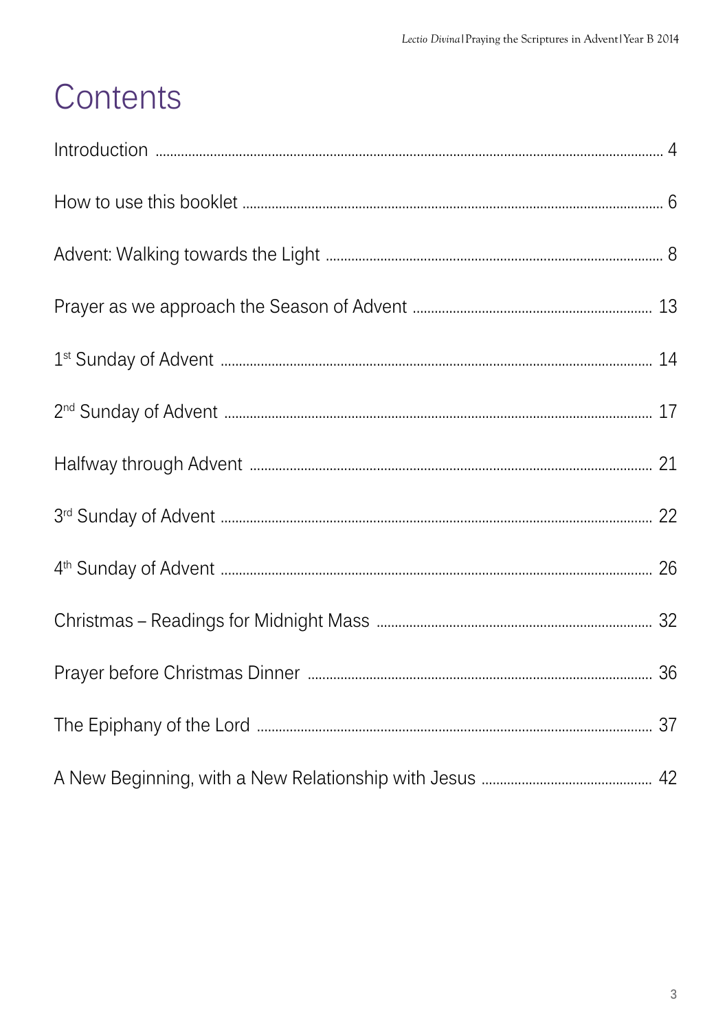# Contents

| | |
|---|---|
| Introduction | 4 |
| How to use this booklet | 6 |
| Advent: Walking towards the Light | 8 |
| Prayer as we approach the Season of Advent | 13 |
| 1st Sunday of Advent | 14 |
| 2nd Sunday of Advent | 17 |
| Halfway through Advent | 21 |
| 3rd Sunday of Advent | 22 |
| 4th Sunday of Advent | 26 |
| Christmas – Readings for Midnight Mass | 32 |
| Prayer before Christmas Dinner | 36 |
| The Epiphany of the Lord | 37 |
| A New Beginning, with a New Relationship with Jesus | 42 |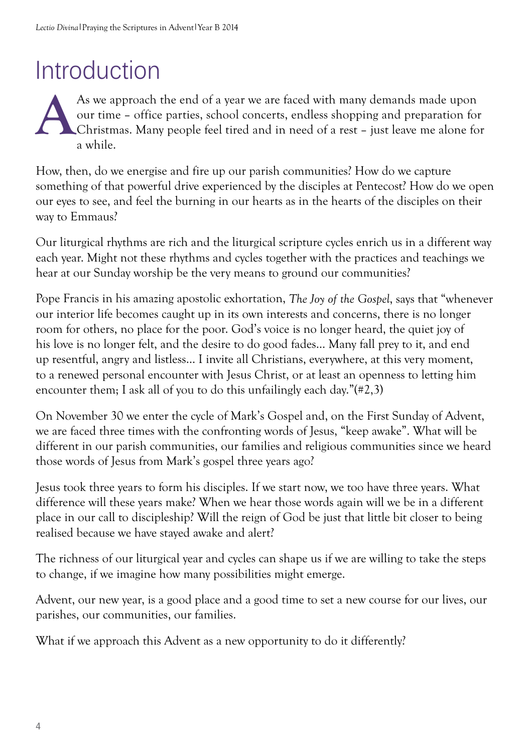# Introduction

As we approach the end of a year we are faced with many demands made upon our time – office parties, school concerts, endless shopping and preparation for Christmas. Many people feel tired and in need of a rest – just leave me alone for a while.

How, then, do we energise and fire up our parish communities? How do we capture something of that powerful drive experienced by the disciples at Pentecost? How do we open our eyes to see, and feel the burning in our hearts as in the hearts of the disciples on their way to Emmaus?

Our liturgical rhythms are rich and the liturgical scripture cycles enrich us in a different way each year. Might not these rhythms and cycles together with the practices and teachings we hear at our Sunday worship be the very means to ground our communities?

Pope Francis in his amazing apostolic exhortation, *The Joy of the Gospel*, says that "whenever our interior life becomes caught up in its own interests and concerns, there is no longer room for others, no place for the poor. God's voice is no longer heard, the quiet joy of his love is no longer felt, and the desire to do good fades… Many fall prey to it, and end up resentful, angry and listless… I invite all Christians, everywhere, at this very moment, to a renewed personal encounter with Jesus Christ, or at least an openness to letting him encounter them; I ask all of you to do this unfailingly each day."(#2,3)

On November 30 we enter the cycle of Mark's Gospel and, on the First Sunday of Advent, we are faced three times with the confronting words of Jesus, "keep awake". What will be different in our parish communities, our families and religious communities since we heard those words of Jesus from Mark's gospel three years ago?

Jesus took three years to form his disciples. If we start now, we too have three years. What difference will these years make? When we hear those words again will we be in a different place in our call to discipleship? Will the reign of God be just that little bit closer to being realised because we have stayed awake and alert?

The richness of our liturgical year and cycles can shape us if we are willing to take the steps to change, if we imagine how many possibilities might emerge.

Advent, our new year, is a good place and a good time to set a new course for our lives, our parishes, our communities, our families.

What if we approach this Advent as a new opportunity to do it differently?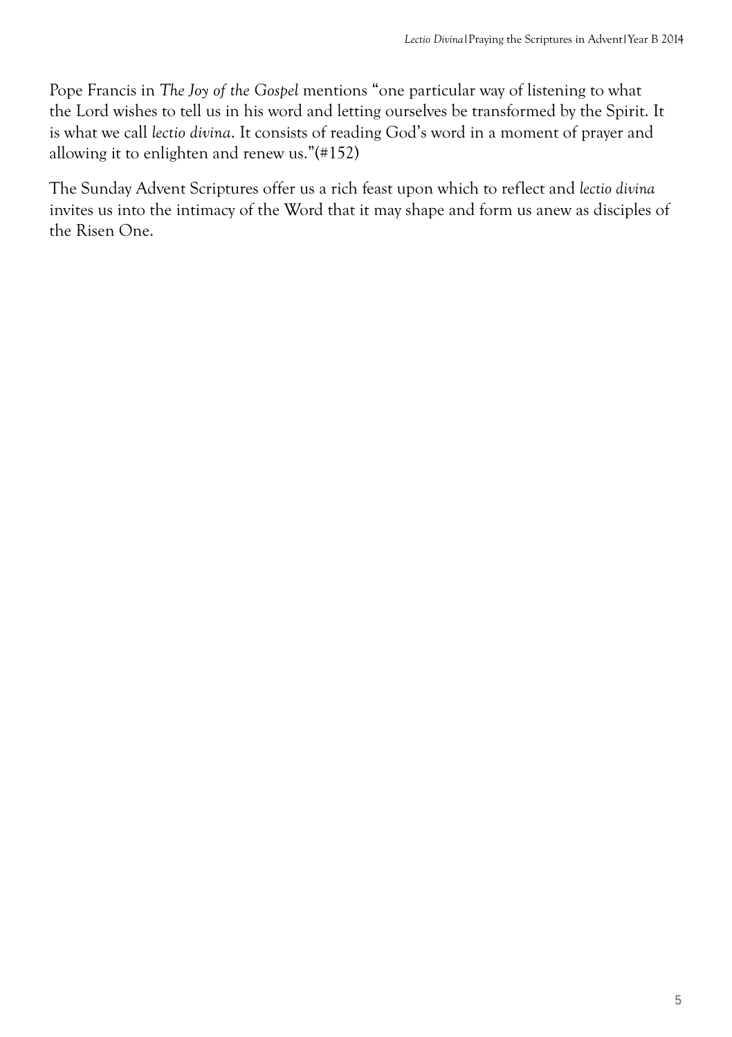Pope Francis in *The Joy of the Gospel* mentions "one particular way of listening to what the Lord wishes to tell us in his word and letting ourselves be transformed by the Spirit. It is what we call *lectio divina*. It consists of reading God's word in a moment of prayer and allowing it to enlighten and renew us."(#152)

The Sunday Advent Scriptures offer us a rich feast upon which to reflect and *lectio divina* invites us into the intimacy of the Word that it may shape and form us anew as disciples of the Risen One.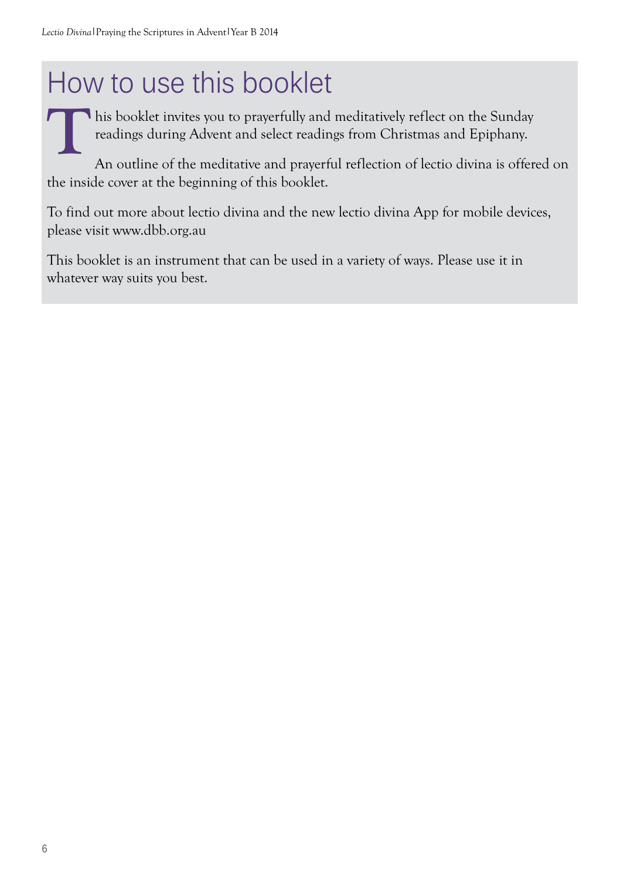# How to use this booklet

This booklet invites you to prayerfully and meditatively reflect on the Sunday readings during Advent and select readings from Christmas and Epiphany.

An outline of the meditative and prayerful reflection of lectio divina is offered on the inside cover at the beginning of this booklet.

To find out more about lectio divina and the new lectio divina App for mobile devices, please visit www.dbb.org.au

This booklet is an instrument that can be used in a variety of ways. Please use it in whatever way suits you best.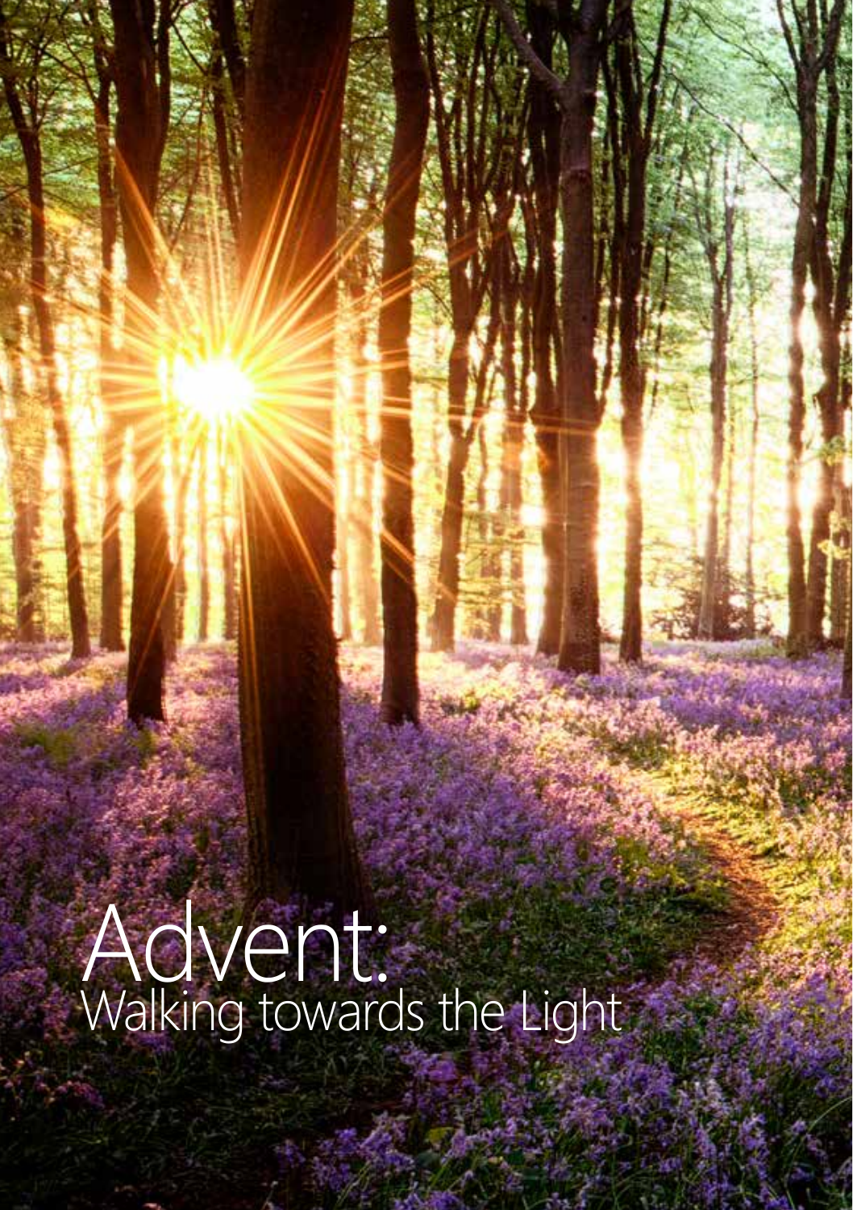# Advent:
## Walking towards the Light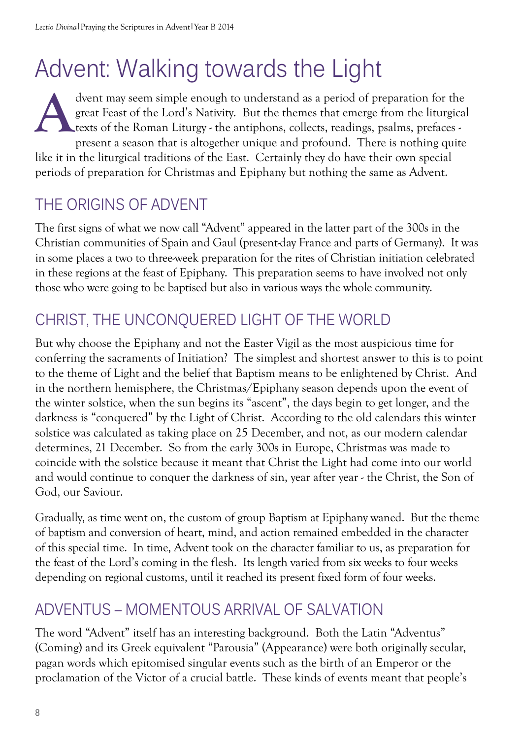# Advent: Walking towards the Light

Advent may seem simple enough to understand as a period of preparation for the great Feast of the Lord's Nativity. But the themes that emerge from the liturgical texts of the Roman Liturgy - the antiphons, collects, readings, psalms, prefaces - present a season that is altogether unique and profound. There is nothing quite like it in the liturgical traditions of the East. Certainly they do have their own special periods of preparation for Christmas and Epiphany but nothing the same as Advent.

## THE ORIGINS OF ADVENT

The first signs of what we now call "Advent" appeared in the latter part of the 300s in the Christian communities of Spain and Gaul (present-day France and parts of Germany). It was in some places a two to three-week preparation for the rites of Christian initiation celebrated in these regions at the feast of Epiphany. This preparation seems to have involved not only those who were going to be baptised but also in various ways the whole community.

## CHRIST, THE UNCONQUERED LIGHT OF THE WORLD

But why choose the Epiphany and not the Easter Vigil as the most auspicious time for conferring the sacraments of Initiation? The simplest and shortest answer to this is to point to the theme of Light and the belief that Baptism means to be enlightened by Christ. And in the northern hemisphere, the Christmas/Epiphany season depends upon the event of the winter solstice, when the sun begins its "ascent", the days begin to get longer, and the darkness is "conquered" by the Light of Christ. According to the old calendars this winter solstice was calculated as taking place on 25 December, and not, as our modern calendar determines, 21 December. So from the early 300s in Europe, Christmas was made to coincide with the solstice because it meant that Christ the Light had come into our world and would continue to conquer the darkness of sin, year after year - the Christ, the Son of God, our Saviour.

Gradually, as time went on, the custom of group Baptism at Epiphany waned. But the theme of baptism and conversion of heart, mind, and action remained embedded in the character of this special time. In time, Advent took on the character familiar to us, as preparation for the feast of the Lord's coming in the flesh. Its length varied from six weeks to four weeks depending on regional customs, until it reached its present fixed form of four weeks.

## ADVENTUS – MOMENTOUS ARRIVAL OF SALVATION

The word "Advent" itself has an interesting background. Both the Latin "Adventus" (Coming) and its Greek equivalent "Parousia" (Appearance) were both originally secular, pagan words which epitomised singular events such as the birth of an Emperor or the proclamation of the Victor of a crucial battle. These kinds of events meant that people's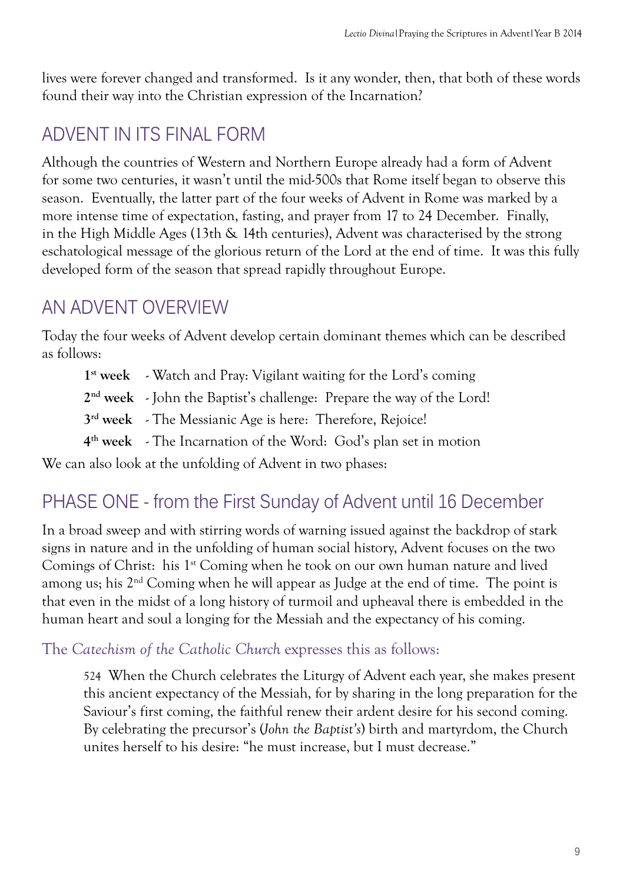lives were forever changed and transformed. Is it any wonder, then, that both of these words found their way into the Christian expression of the Incarnation?

## ADVENT IN ITS FINAL FORM

Although the countries of Western and Northern Europe already had a form of Advent for some two centuries, it wasn't until the mid-500s that Rome itself began to observe this season. Eventually, the latter part of the four weeks of Advent in Rome was marked by a more intense time of expectation, fasting, and prayer from 17 to 24 December. Finally, in the High Middle Ages (13th & 14th centuries), Advent was characterised by the strong eschatological message of the glorious return of the Lord at the end of time. It was this fully developed form of the season that spread rapidly throughout Europe.

## AN ADVENT OVERVIEW

Today the four weeks of Advent develop certain dominant themes which can be described as follows:

- **1st week** - Watch and Pray: Vigilant waiting for the Lord's coming
- **2nd week** - John the Baptist's challenge: Prepare the way of the Lord!
- **3rd week** - The Messianic Age is here: Therefore, Rejoice!
- **4th week** - The Incarnation of the Word: God's plan set in motion

We can also look at the unfolding of Advent in two phases:

## PHASE ONE - from the First Sunday of Advent until 16 December

In a broad sweep and with stirring words of warning issued against the backdrop of stark signs in nature and in the unfolding of human social history, Advent focuses on the two Comings of Christ: his 1st Coming when he took on our own human nature and lived among us; his 2nd Coming when he will appear as Judge at the end of time. The point is that even in the midst of a long history of turmoil and upheaval there is embedded in the human heart and soul a longing for the Messiah and the expectancy of his coming.

### The *Catechism of the Catholic Church* expresses this as follows:

> 524 When the Church celebrates the Liturgy of Advent each year, she makes present this ancient expectancy of the Messiah, for by sharing in the long preparation for the Saviour's first coming, the faithful renew their ardent desire for his second coming. By celebrating the precursor's (*John the Baptist's*) birth and martyrdom, the Church unites herself to his desire: "he must increase, but I must decrease."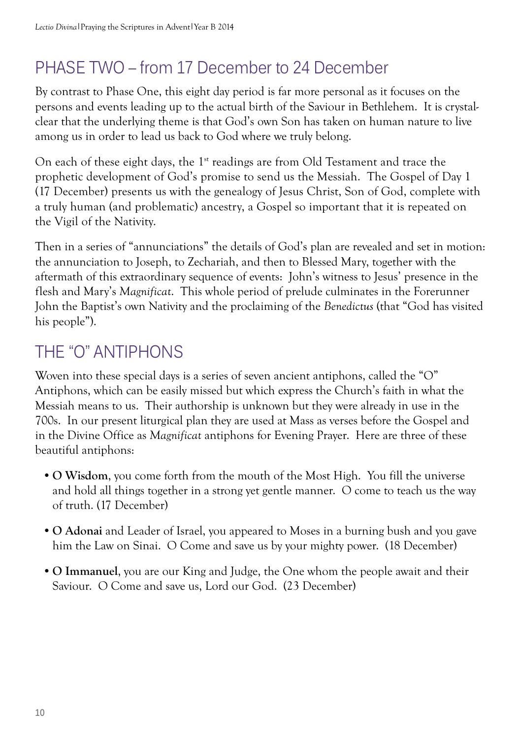## PHASE TWO – from 17 December to 24 December

By contrast to Phase One, this eight day period is far more personal as it focuses on the persons and events leading up to the actual birth of the Saviour in Bethlehem. It is crystal-clear that the underlying theme is that God's own Son has taken on human nature to live among us in order to lead us back to God where we truly belong.

On each of these eight days, the 1st readings are from Old Testament and trace the prophetic development of God's promise to send us the Messiah. The Gospel of Day 1 (17 December) presents us with the genealogy of Jesus Christ, Son of God, complete with a truly human (and problematic) ancestry, a Gospel so important that it is repeated on the Vigil of the Nativity.

Then in a series of "annunciations" the details of God's plan are revealed and set in motion: the annunciation to Joseph, to Zechariah, and then to Blessed Mary, together with the aftermath of this extraordinary sequence of events: John's witness to Jesus' presence in the flesh and Mary's *Magnificat*. This whole period of prelude culminates in the Forerunner John the Baptist's own Nativity and the proclaiming of the *Benedictus* (that "God has visited his people").

## THE "O" ANTIPHONS

Woven into these special days is a series of seven ancient antiphons, called the "O" Antiphons, which can be easily missed but which express the Church's faith in what the Messiah means to us. Their authorship is unknown but they were already in use in the 700s. In our present liturgical plan they are used at Mass as verses before the Gospel and in the Divine Office as *Magnificat* antiphons for Evening Prayer. Here are three of these beautiful antiphons:

- **O Wisdom**, you come forth from the mouth of the Most High. You fill the universe and hold all things together in a strong yet gentle manner. O come to teach us the way of truth. (17 December)
- **O Adonai** and Leader of Israel, you appeared to Moses in a burning bush and you gave him the Law on Sinai. O Come and save us by your mighty power. (18 December)
- **O Immanuel**, you are our King and Judge, the One whom the people await and their Saviour. O Come and save us, Lord our God. (23 December)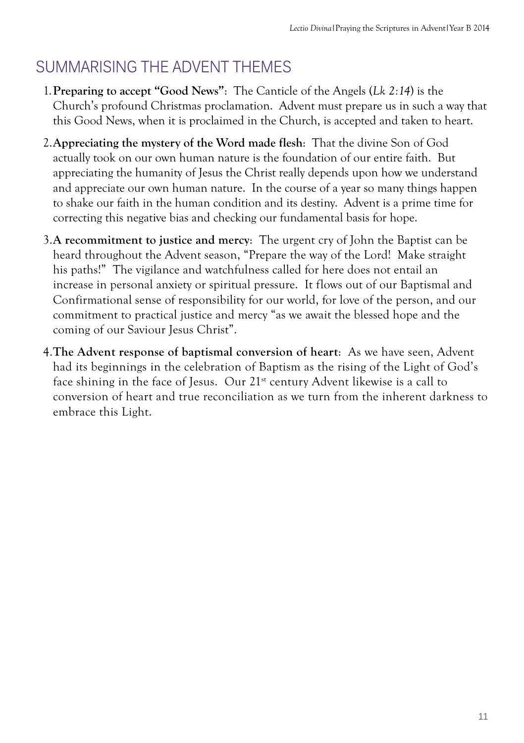## SUMMARISING THE ADVENT THEMES

1. **Preparing to accept "Good News"**: The Canticle of the Angels (*Lk 2:14*) is the Church's profound Christmas proclamation. Advent must prepare us in such a way that this Good News, when it is proclaimed in the Church, is accepted and taken to heart.

2. **Appreciating the mystery of the Word made flesh**: That the divine Son of God actually took on our own human nature is the foundation of our entire faith. But appreciating the humanity of Jesus the Christ really depends upon how we understand and appreciate our own human nature. In the course of a year so many things happen to shake our faith in the human condition and its destiny. Advent is a prime time for correcting this negative bias and checking our fundamental basis for hope.

3. **A recommitment to justice and mercy**: The urgent cry of John the Baptist can be heard throughout the Advent season, "Prepare the way of the Lord! Make straight his paths!" The vigilance and watchfulness called for here does not entail an increase in personal anxiety or spiritual pressure. It flows out of our Baptismal and Confirmational sense of responsibility for our world, for love of the person, and our commitment to practical justice and mercy "as we await the blessed hope and the coming of our Saviour Jesus Christ".

4. **The Advent response of baptismal conversion of heart**: As we have seen, Advent had its beginnings in the celebration of Baptism as the rising of the Light of God's face shining in the face of Jesus. Our 21st century Advent likewise is a call to conversion of heart and true reconciliation as we turn from the inherent darkness to embrace this Light.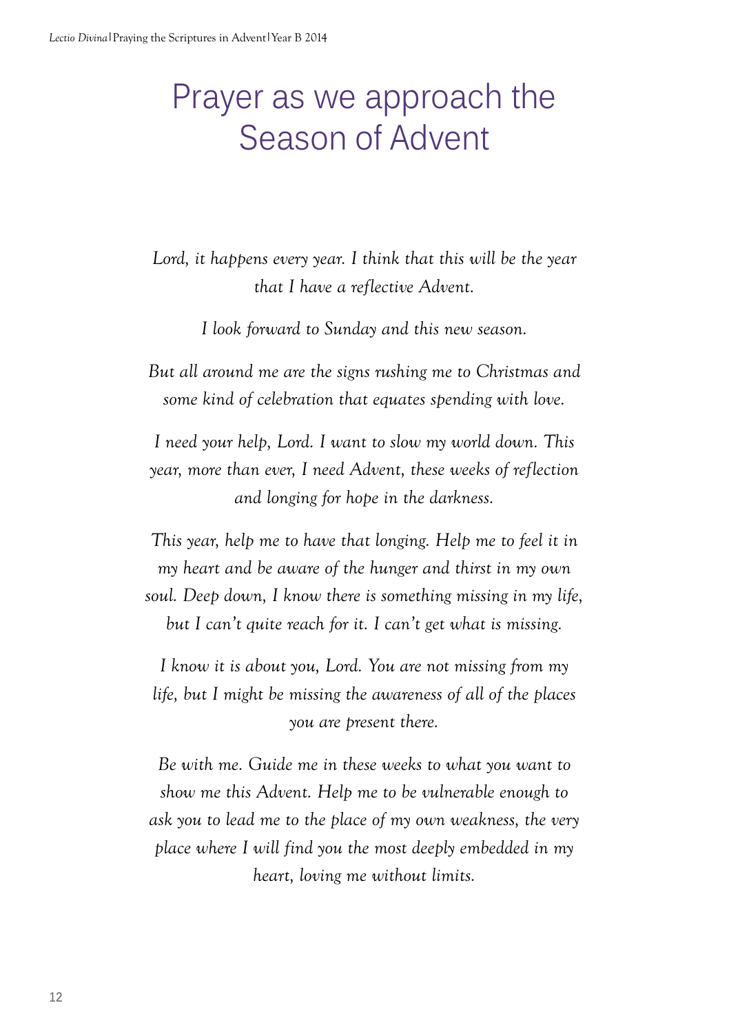# Prayer as we approach the Season of Advent

*Lord, it happens every year. I think that this will be the year that I have a reflective Advent.*

*I look forward to Sunday and this new season.*

*But all around me are the signs rushing me to Christmas and some kind of celebration that equates spending with love.*

*I need your help, Lord. I want to slow my world down. This year, more than ever, I need Advent, these weeks of reflection and longing for hope in the darkness.*

*This year, help me to have that longing. Help me to feel it in my heart and be aware of the hunger and thirst in my own soul. Deep down, I know there is something missing in my life, but I can't quite reach for it. I can't get what is missing.*

*I know it is about you, Lord. You are not missing from my life, but I might be missing the awareness of all of the places you are present there.*

*Be with me. Guide me in these weeks to what you want to show me this Advent. Help me to be vulnerable enough to ask you to lead me to the place of my own weakness, the very place where I will find you the most deeply embedded in my heart, loving me without limits.*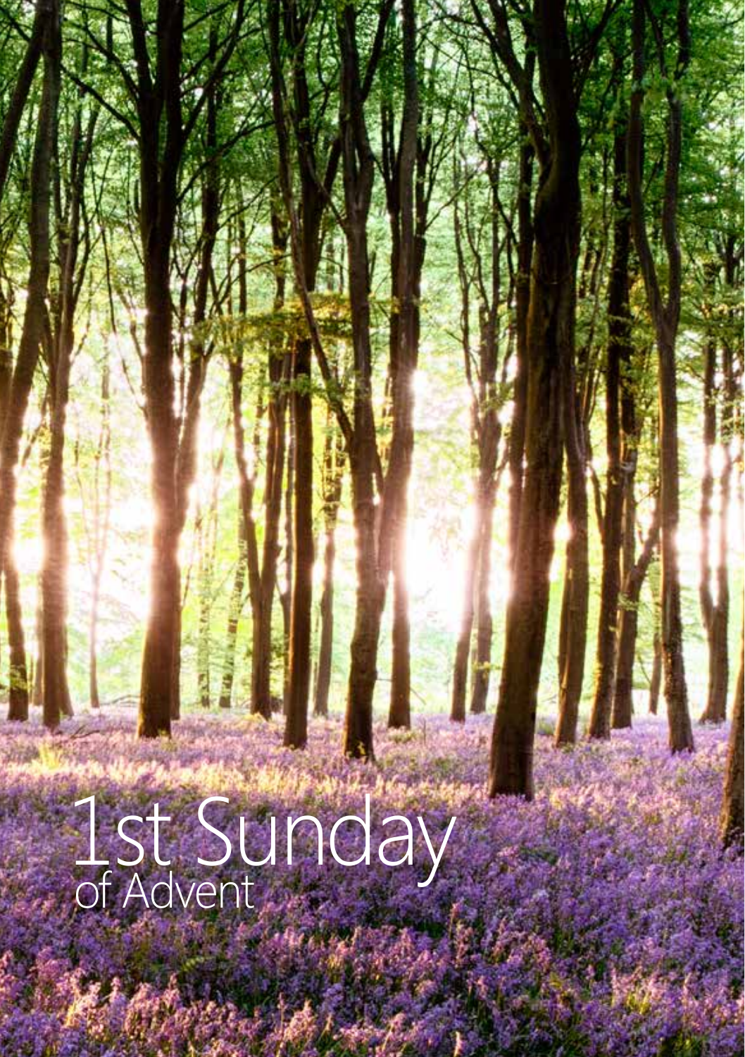# 1st Sunday
## of Advent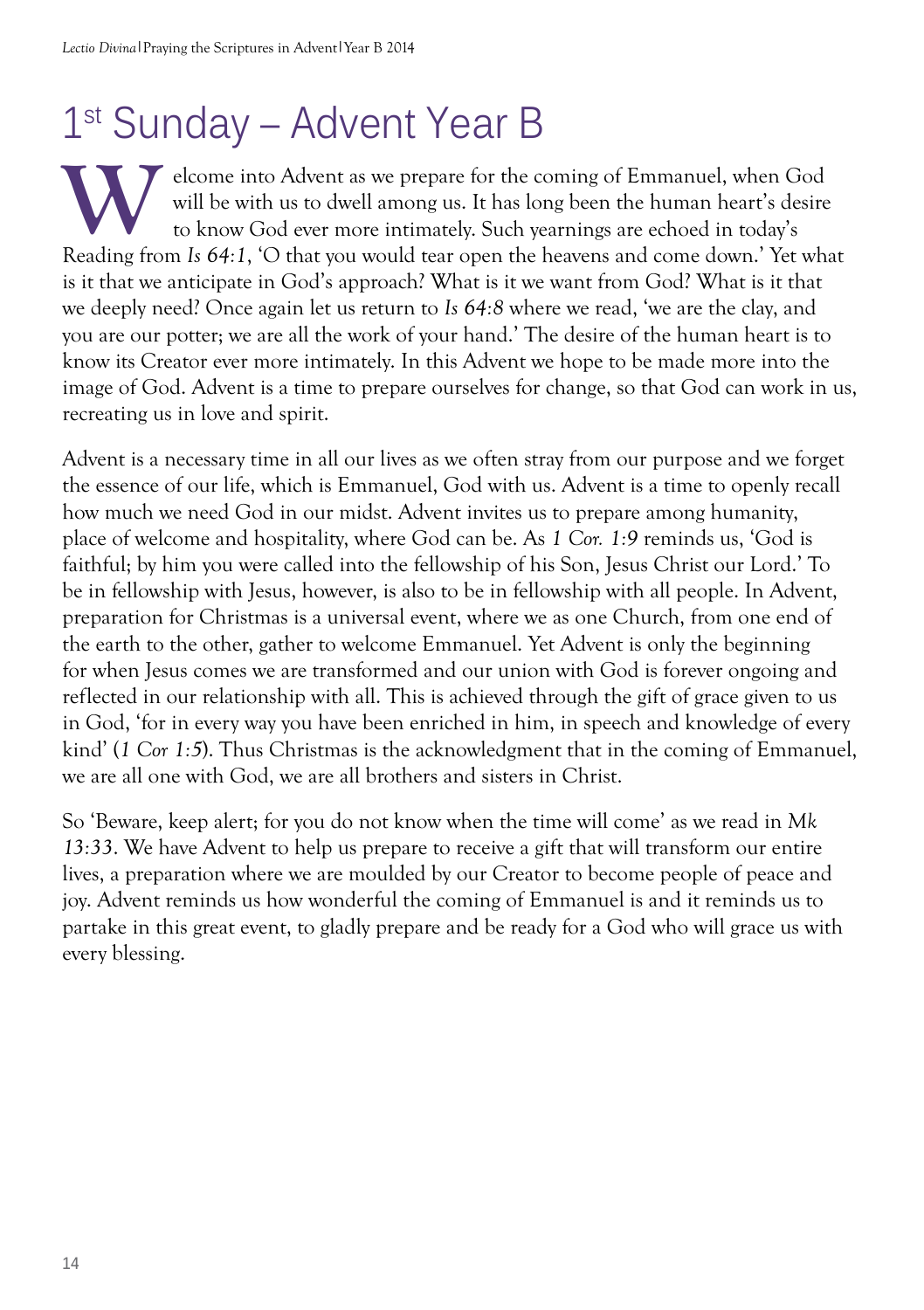# 1st Sunday – Advent Year B

Welcome into Advent as we prepare for the coming of Emmanuel, when God will be with us to dwell among us. It has long been the human heart's desire to know God ever more intimately. Such yearnings are echoed in today's Reading from *Is 64:1*, 'O that you would tear open the heavens and come down.' Yet what is it that we anticipate in God's approach? What is it we want from God? What is it that we deeply need? Once again let us return to *Is 64:8* where we read, 'we are the clay, and you are our potter; we are all the work of your hand.' The desire of the human heart is to know its Creator ever more intimately. In this Advent we hope to be made more into the image of God. Advent is a time to prepare ourselves for change, so that God can work in us, recreating us in love and spirit.

Advent is a necessary time in all our lives as we often stray from our purpose and we forget the essence of our life, which is Emmanuel, God with us. Advent is a time to openly recall how much we need God in our midst. Advent invites us to prepare among humanity, place of welcome and hospitality, where God can be. As *1 Cor. 1:9* reminds us, 'God is faithful; by him you were called into the fellowship of his Son, Jesus Christ our Lord.' To be in fellowship with Jesus, however, is also to be in fellowship with all people. In Advent, preparation for Christmas is a universal event, where we as one Church, from one end of the earth to the other, gather to welcome Emmanuel. Yet Advent is only the beginning for when Jesus comes we are transformed and our union with God is forever ongoing and reflected in our relationship with all. This is achieved through the gift of grace given to us in God, 'for in every way you have been enriched in him, in speech and knowledge of every kind' (*1 Cor 1:5*). Thus Christmas is the acknowledgment that in the coming of Emmanuel, we are all one with God, we are all brothers and sisters in Christ.

So 'Beware, keep alert; for you do not know when the time will come' as we read in *Mk 13:33*. We have Advent to help us prepare to receive a gift that will transform our entire lives, a preparation where we are moulded by our Creator to become people of peace and joy. Advent reminds us how wonderful the coming of Emmanuel is and it reminds us to partake in this great event, to gladly prepare and be ready for a God who will grace us with every blessing.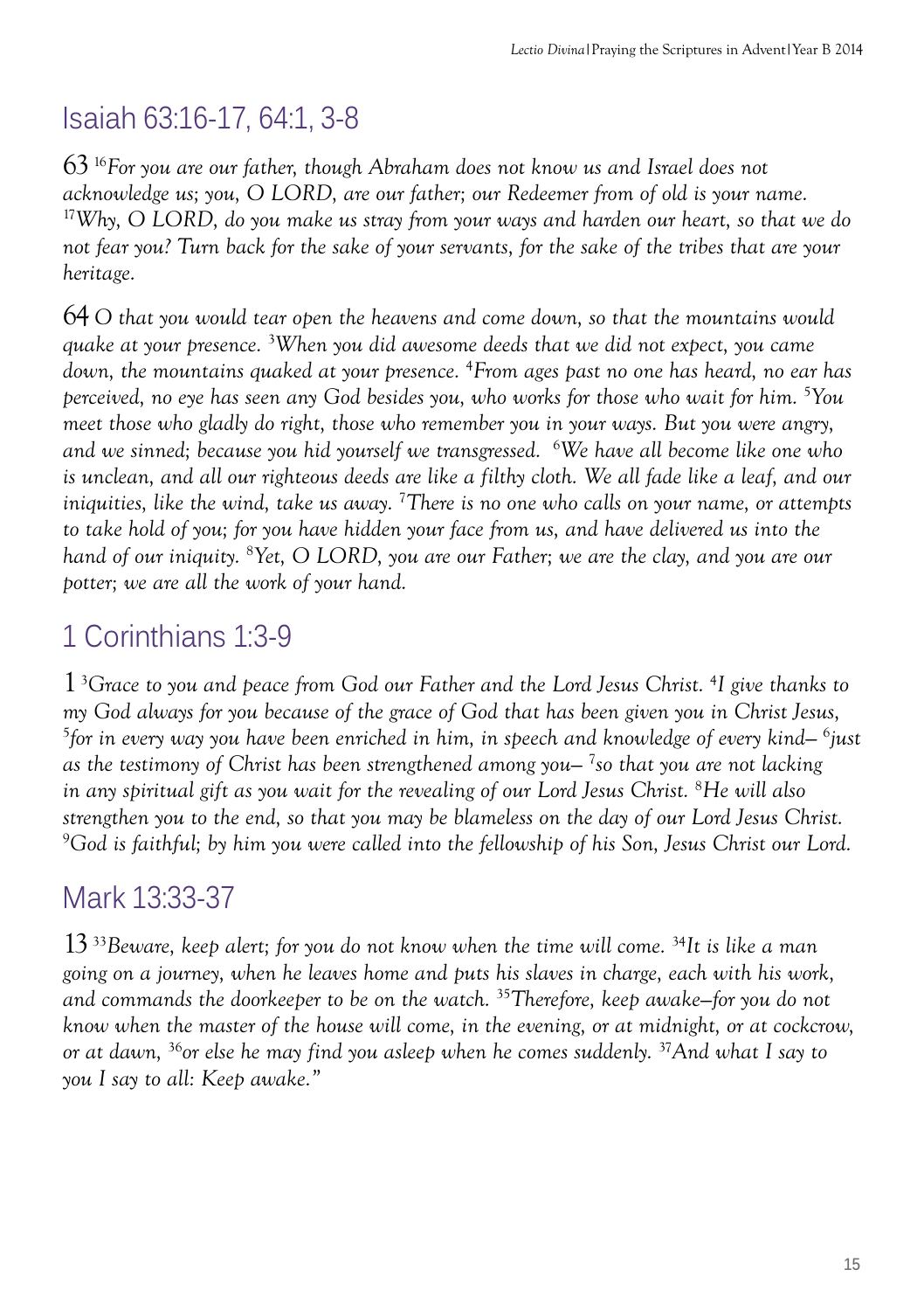## Isaiah 63:16-17, 64:1, 3-8

63 [16]*For you are our father, though Abraham does not know us and Israel does not acknowledge us; you, O LORD, are our father; our Redeemer from of old is your name.* [17]*Why, O LORD, do you make us stray from your ways and harden our heart, so that we do not fear you? Turn back for the sake of your servants, for the sake of the tribes that are your heritage.*

64 *O that you would tear open the heavens and come down, so that the mountains would quake at your presence.* [3]*When you did awesome deeds that we did not expect, you came down, the mountains quaked at your presence.* [4]*From ages past no one has heard, no ear has perceived, no eye has seen any God besides you, who works for those who wait for him.* [5]*You meet those who gladly do right, those who remember you in your ways. But you were angry, and we sinned; because you hid yourself we transgressed.* [6]*We have all become like one who is unclean, and all our righteous deeds are like a filthy cloth. We all fade like a leaf, and our iniquities, like the wind, take us away.* [7]*There is no one who calls on your name, or attempts to take hold of you; for you have hidden your face from us, and have delivered us into the hand of our iniquity.* [8]*Yet, O LORD, you are our Father; we are the clay, and you are our potter; we are all the work of your hand.*

## 1 Corinthians 1:3-9

1 [3]*Grace to you and peace from God our Father and the Lord Jesus Christ.* [4]*I give thanks to my God always for you because of the grace of God that has been given you in Christ Jesus,* [5]*for in every way you have been enriched in him, in speech and knowledge of every kind–* [6]*just as the testimony of Christ has been strengthened among you–* [7]*so that you are not lacking in any spiritual gift as you wait for the revealing of our Lord Jesus Christ.* [8]*He will also strengthen you to the end, so that you may be blameless on the day of our Lord Jesus Christ.* [9]*God is faithful; by him you were called into the fellowship of his Son, Jesus Christ our Lord.*

## Mark 13:33-37

13 [33]*Beware, keep alert; for you do not know when the time will come.* [34]*It is like a man going on a journey, when he leaves home and puts his slaves in charge, each with his work, and commands the doorkeeper to be on the watch.* [35]*Therefore, keep awake–for you do not know when the master of the house will come, in the evening, or at midnight, or at cockcrow, or at dawn,* [36]*or else he may find you asleep when he comes suddenly.* [37]*And what I say to you I say to all: Keep awake."*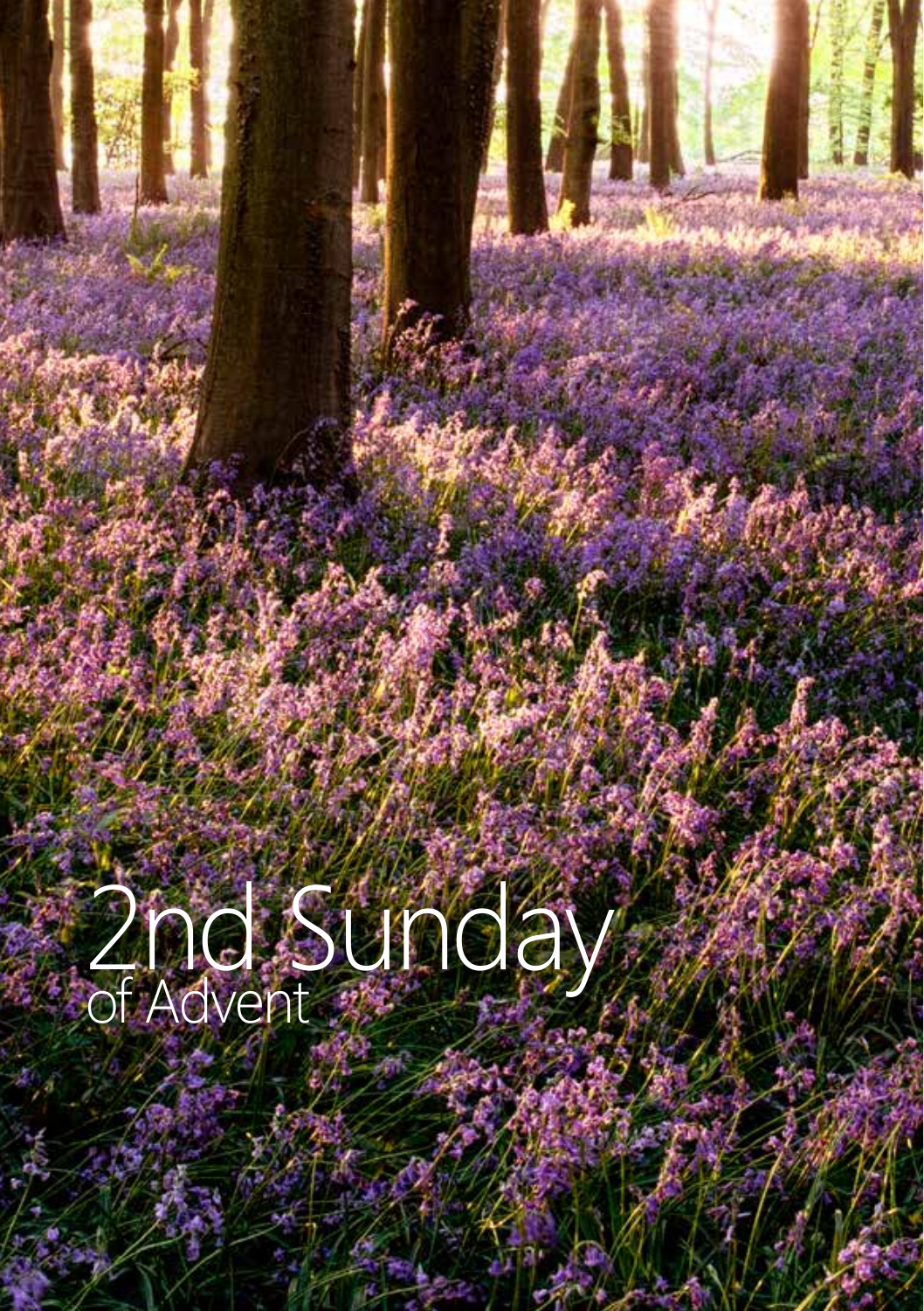# 2nd Sunday
of Advent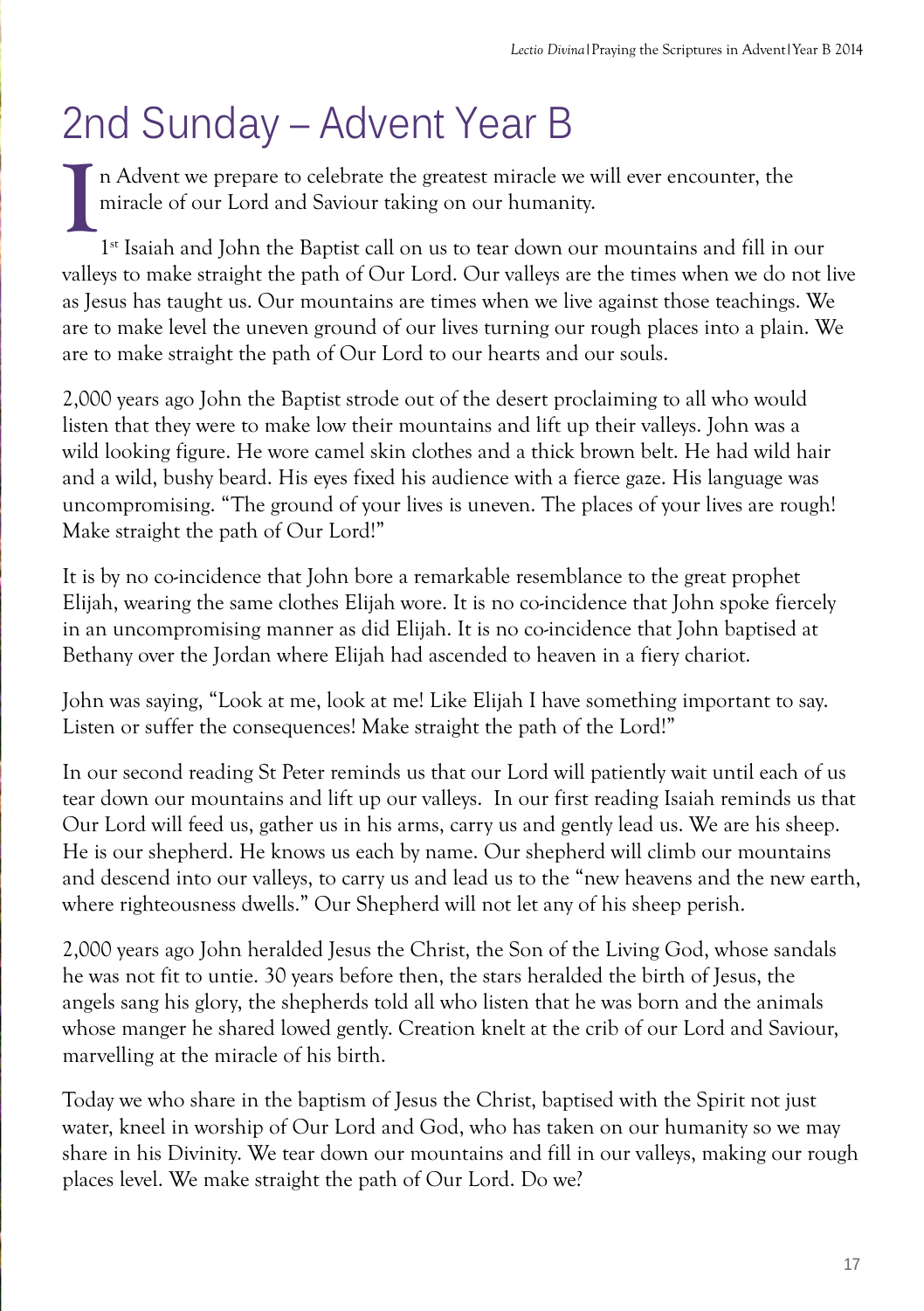# 2nd Sunday – Advent Year B

In Advent we prepare to celebrate the greatest miracle we will ever encounter, the miracle of our Lord and Saviour taking on our humanity.

1st Isaiah and John the Baptist call on us to tear down our mountains and fill in our valleys to make straight the path of Our Lord. Our valleys are the times when we do not live as Jesus has taught us. Our mountains are times when we live against those teachings. We are to make level the uneven ground of our lives turning our rough places into a plain. We are to make straight the path of Our Lord to our hearts and our souls.

2,000 years ago John the Baptist strode out of the desert proclaiming to all who would listen that they were to make low their mountains and lift up their valleys. John was a wild looking figure. He wore camel skin clothes and a thick brown belt. He had wild hair and a wild, bushy beard. His eyes fixed his audience with a fierce gaze. His language was uncompromising. "The ground of your lives is uneven. The places of your lives are rough! Make straight the path of Our Lord!"

It is by no co-incidence that John bore a remarkable resemblance to the great prophet Elijah, wearing the same clothes Elijah wore. It is no co-incidence that John spoke fiercely in an uncompromising manner as did Elijah. It is no co-incidence that John baptised at Bethany over the Jordan where Elijah had ascended to heaven in a fiery chariot.

John was saying, "Look at me, look at me! Like Elijah I have something important to say. Listen or suffer the consequences! Make straight the path of the Lord!"

In our second reading St Peter reminds us that our Lord will patiently wait until each of us tear down our mountains and lift up our valleys. In our first reading Isaiah reminds us that Our Lord will feed us, gather us in his arms, carry us and gently lead us. We are his sheep. He is our shepherd. He knows us each by name. Our shepherd will climb our mountains and descend into our valleys, to carry us and lead us to the "new heavens and the new earth, where righteousness dwells." Our Shepherd will not let any of his sheep perish.

2,000 years ago John heralded Jesus the Christ, the Son of the Living God, whose sandals he was not fit to untie. 30 years before then, the stars heralded the birth of Jesus, the angels sang his glory, the shepherds told all who listen that he was born and the animals whose manger he shared lowed gently. Creation knelt at the crib of our Lord and Saviour, marvelling at the miracle of his birth.

Today we who share in the baptism of Jesus the Christ, baptised with the Spirit not just water, kneel in worship of Our Lord and God, who has taken on our humanity so we may share in his Divinity. We tear down our mountains and fill in our valleys, making our rough places level. We make straight the path of Our Lord. Do we?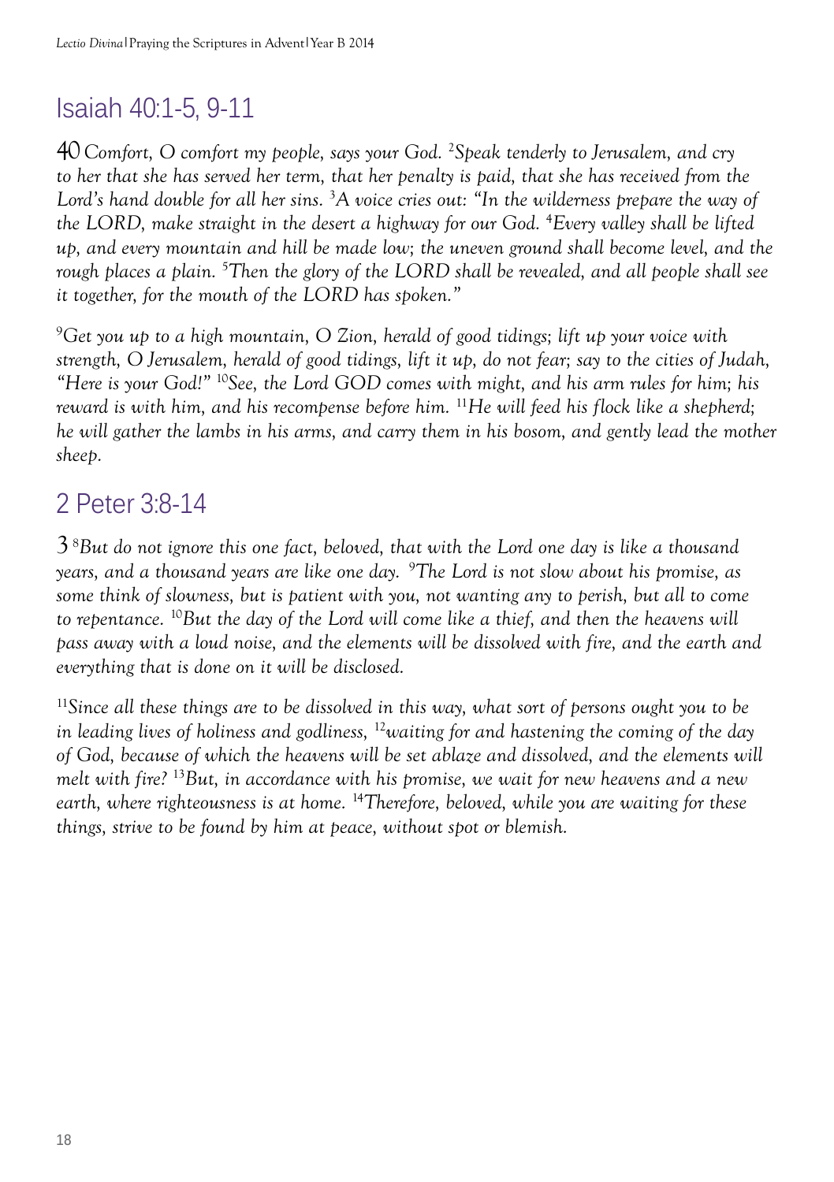## Isaiah 40:1-5, 9-11

40 *Comfort, O comfort my people, says your God.* [2]*Speak tenderly to Jerusalem, and cry to her that she has served her term, that her penalty is paid, that she has received from the Lord's hand double for all her sins.* [3]*A voice cries out: "In the wilderness prepare the way of the LORD, make straight in the desert a highway for our God.* [4]*Every valley shall be lifted up, and every mountain and hill be made low; the uneven ground shall become level, and the rough places a plain.* [5]*Then the glory of the LORD shall be revealed, and all people shall see it together, for the mouth of the LORD has spoken."*

[9]*Get you up to a high mountain, O Zion, herald of good tidings; lift up your voice with strength, O Jerusalem, herald of good tidings, lift it up, do not fear; say to the cities of Judah, "Here is your God!"* [10]*See, the Lord GOD comes with might, and his arm rules for him; his reward is with him, and his recompense before him.* [11]*He will feed his flock like a shepherd; he will gather the lambs in his arms, and carry them in his bosom, and gently lead the mother sheep.*

## 2 Peter 3:8-14

3 [8]*But do not ignore this one fact, beloved, that with the Lord one day is like a thousand years, and a thousand years are like one day.* [9]*The Lord is not slow about his promise, as some think of slowness, but is patient with you, not wanting any to perish, but all to come to repentance.* [10]*But the day of the Lord will come like a thief, and then the heavens will pass away with a loud noise, and the elements will be dissolved with fire, and the earth and everything that is done on it will be disclosed.*

[11]*Since all these things are to be dissolved in this way, what sort of persons ought you to be in leading lives of holiness and godliness,* [12]*waiting for and hastening the coming of the day of God, because of which the heavens will be set ablaze and dissolved, and the elements will melt with fire?* [13]*But, in accordance with his promise, we wait for new heavens and a new earth, where righteousness is at home.* [14]*Therefore, beloved, while you are waiting for these things, strive to be found by him at peace, without spot or blemish.*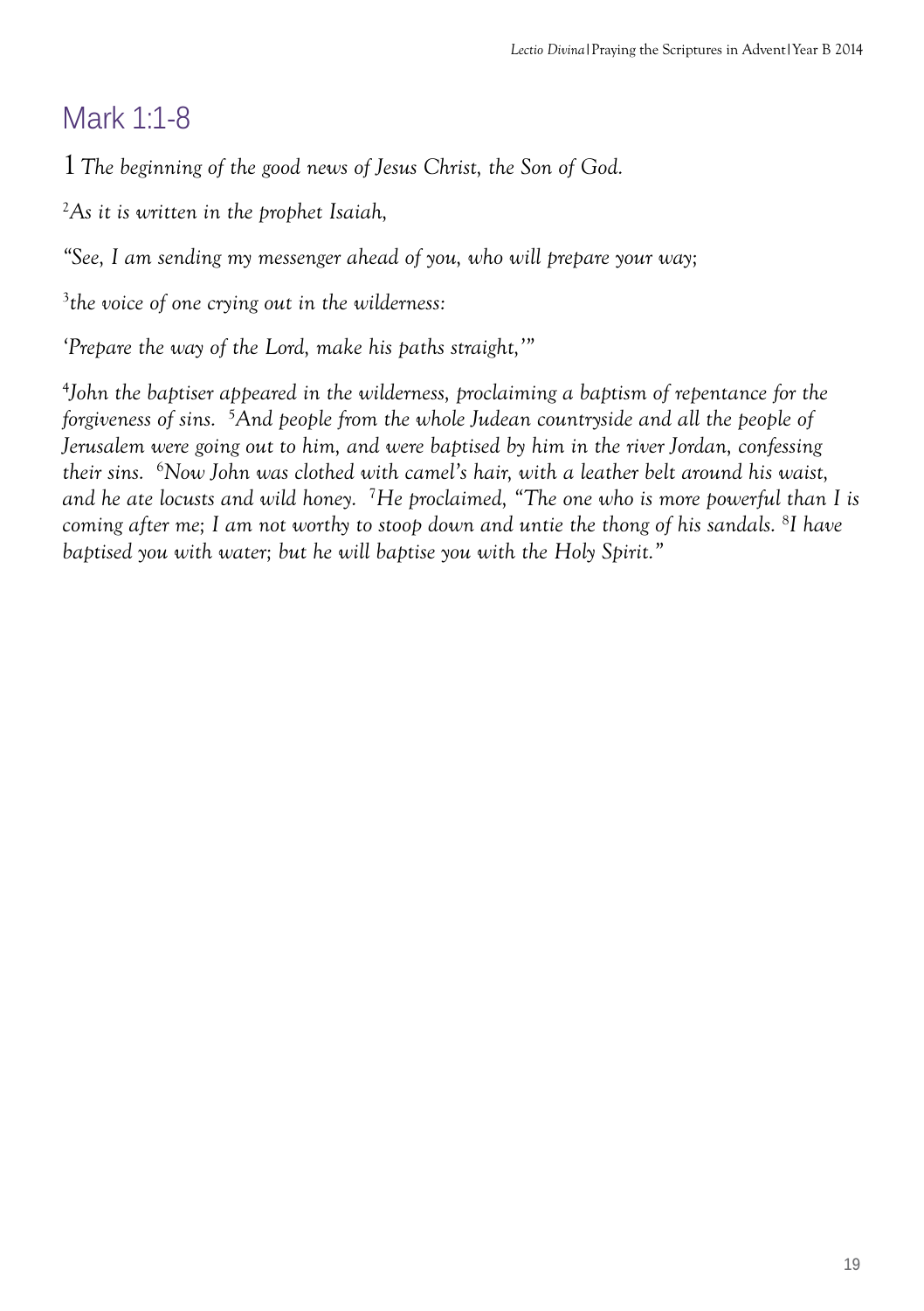# Mark 1:1-8

*1 The beginning of the good news of Jesus Christ, the Son of God.*

*[2]As it is written in the prophet Isaiah,*

*"See, I am sending my messenger ahead of you, who will prepare your way;*

*[3]the voice of one crying out in the wilderness:*

*'Prepare the way of the Lord, make his paths straight,'"*

*[4]John the baptiser appeared in the wilderness, proclaiming a baptism of repentance for the forgiveness of sins. [5]And people from the whole Judean countryside and all the people of Jerusalem were going out to him, and were baptised by him in the river Jordan, confessing their sins. [6]Now John was clothed with camel's hair, with a leather belt around his waist, and he ate locusts and wild honey. [7]He proclaimed, "The one who is more powerful than I is coming after me; I am not worthy to stoop down and untie the thong of his sandals. [8]I have baptised you with water; but he will baptise you with the Holy Spirit."*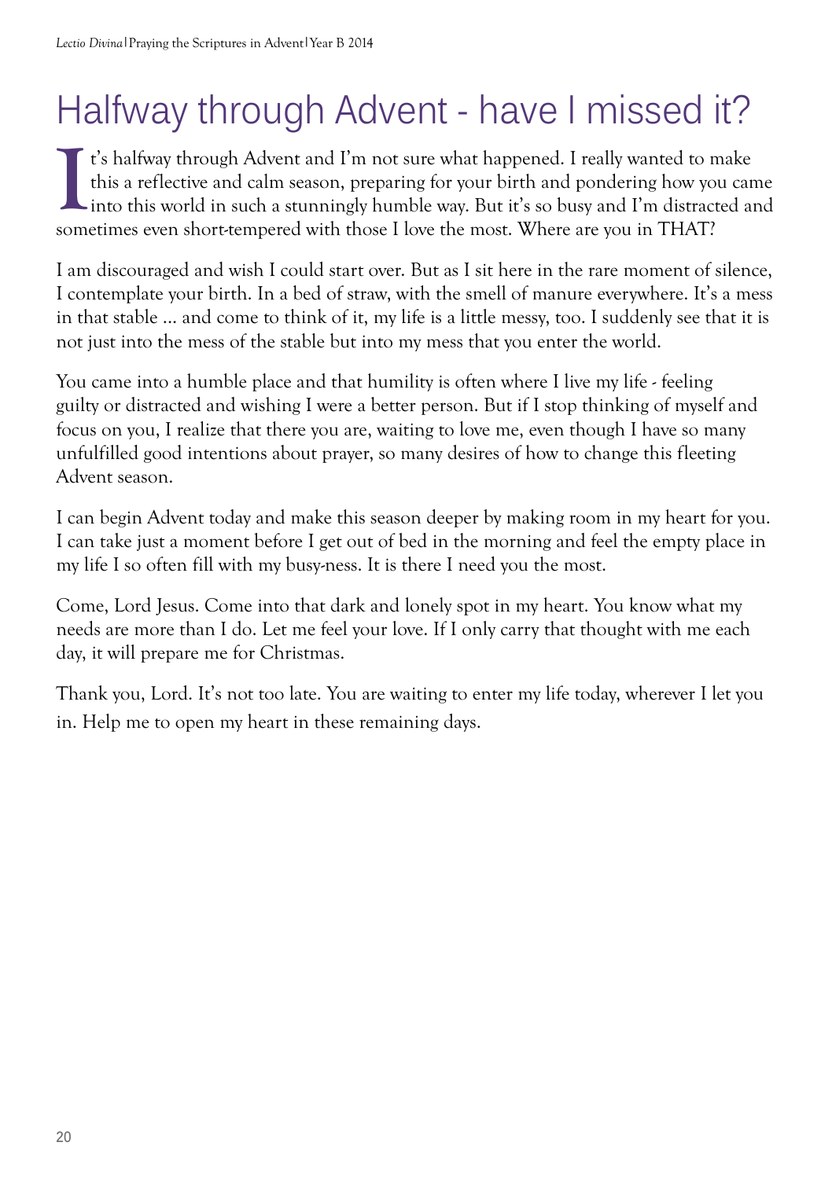# Halfway through Advent - have I missed it?

It's halfway through Advent and I'm not sure what happened. I really wanted to make this a reflective and calm season, preparing for your birth and pondering how you came into this world in such a stunningly humble way. But it's so busy and I'm distracted and sometimes even short-tempered with those I love the most. Where are you in THAT?

I am discouraged and wish I could start over. But as I sit here in the rare moment of silence, I contemplate your birth. In a bed of straw, with the smell of manure everywhere. It's a mess in that stable ... and come to think of it, my life is a little messy, too. I suddenly see that it is not just into the mess of the stable but into my mess that you enter the world.

You came into a humble place and that humility is often where I live my life - feeling guilty or distracted and wishing I were a better person. But if I stop thinking of myself and focus on you, I realize that there you are, waiting to love me, even though I have so many unfulfilled good intentions about prayer, so many desires of how to change this fleeting Advent season.

I can begin Advent today and make this season deeper by making room in my heart for you. I can take just a moment before I get out of bed in the morning and feel the empty place in my life I so often fill with my busy-ness. It is there I need you the most.

Come, Lord Jesus. Come into that dark and lonely spot in my heart. You know what my needs are more than I do. Let me feel your love. If I only carry that thought with me each day, it will prepare me for Christmas.

Thank you, Lord. It's not too late. You are waiting to enter my life today, wherever I let you in. Help me to open my heart in these remaining days.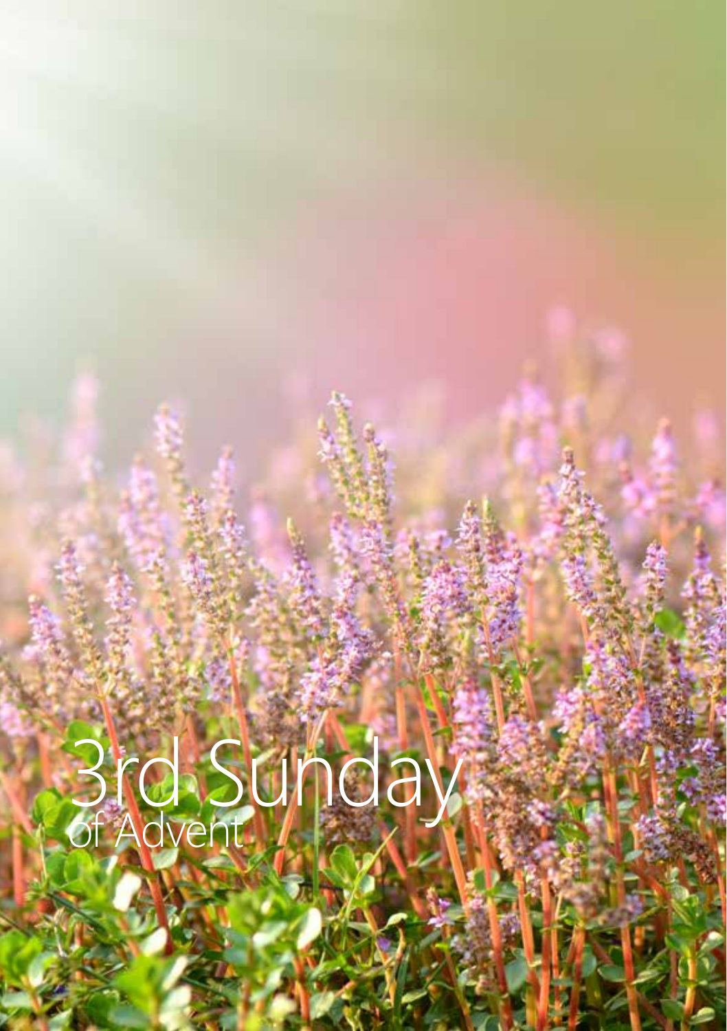# 3rd Sunday
## of Advent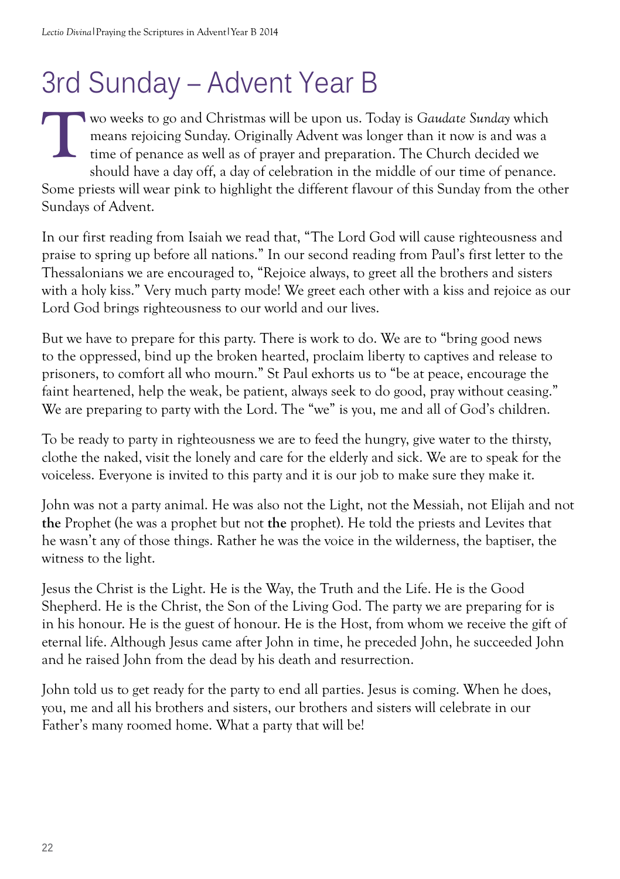# 3rd Sunday – Advent Year B

Two weeks to go and Christmas will be upon us. Today is *Gaudate Sunday* which means rejoicing Sunday. Originally Advent was longer than it now is and was a time of penance as well as of prayer and preparation. The Church decided we should have a day off, a day of celebration in the middle of our time of penance. Some priests will wear pink to highlight the different flavour of this Sunday from the other Sundays of Advent.

In our first reading from Isaiah we read that, "The Lord God will cause righteousness and praise to spring up before all nations." In our second reading from Paul's first letter to the Thessalonians we are encouraged to, "Rejoice always, to greet all the brothers and sisters with a holy kiss." Very much party mode! We greet each other with a kiss and rejoice as our Lord God brings righteousness to our world and our lives.

But we have to prepare for this party. There is work to do. We are to "bring good news to the oppressed, bind up the broken hearted, proclaim liberty to captives and release to prisoners, to comfort all who mourn." St Paul exhorts us to "be at peace, encourage the faint heartened, help the weak, be patient, always seek to do good, pray without ceasing." We are preparing to party with the Lord. The "we" is you, me and all of God's children.

To be ready to party in righteousness we are to feed the hungry, give water to the thirsty, clothe the naked, visit the lonely and care for the elderly and sick. We are to speak for the voiceless. Everyone is invited to this party and it is our job to make sure they make it.

John was not a party animal. He was also not the Light, not the Messiah, not Elijah and not **the** Prophet (he was a prophet but not **the** prophet). He told the priests and Levites that he wasn't any of those things. Rather he was the voice in the wilderness, the baptiser, the witness to the light.

Jesus the Christ is the Light. He is the Way, the Truth and the Life. He is the Good Shepherd. He is the Christ, the Son of the Living God. The party we are preparing for is in his honour. He is the guest of honour. He is the Host, from whom we receive the gift of eternal life. Although Jesus came after John in time, he preceded John, he succeeded John and he raised John from the dead by his death and resurrection.

John told us to get ready for the party to end all parties. Jesus is coming. When he does, you, me and all his brothers and sisters, our brothers and sisters will celebrate in our Father's many roomed home. What a party that will be!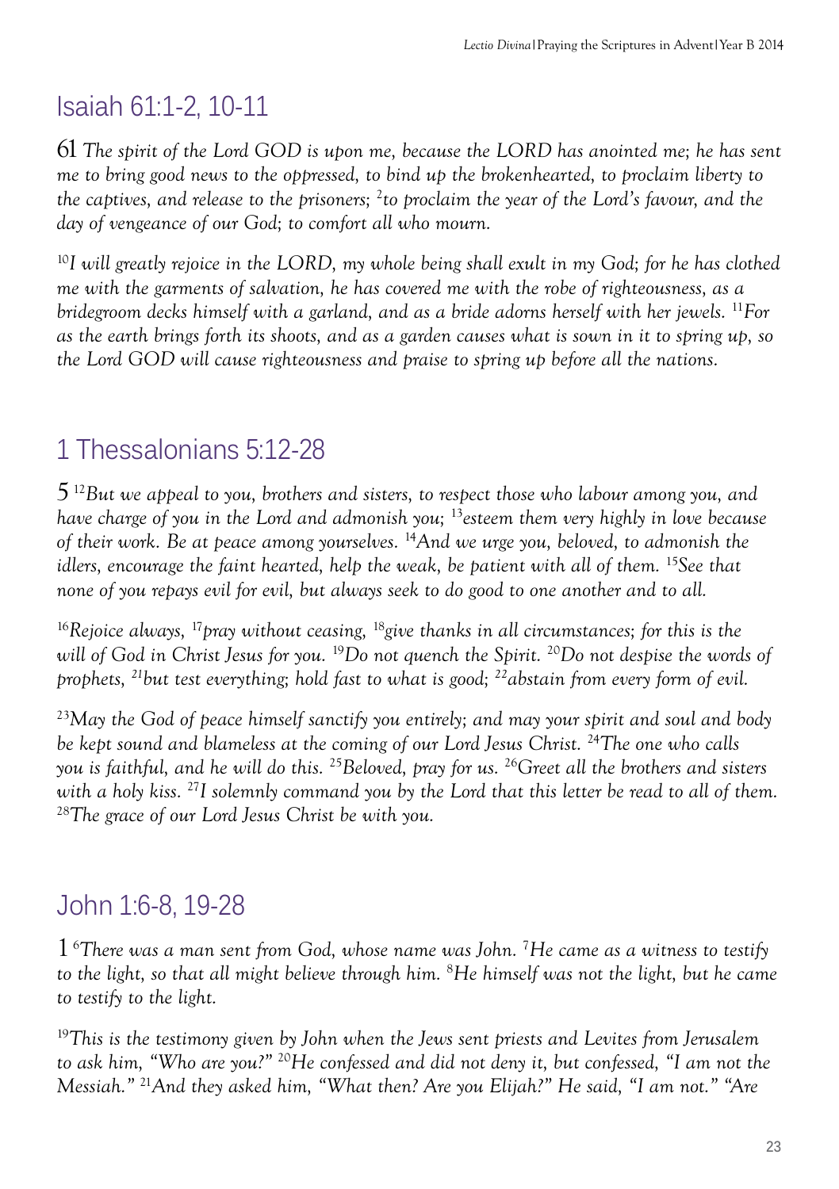## Isaiah 61:1-2, 10-11

*61 The spirit of the Lord GOD is upon me, because the LORD has anointed me; he has sent me to bring good news to the oppressed, to bind up the brokenhearted, to proclaim liberty to the captives, and release to the prisoners; [2]to proclaim the year of the Lord's favour, and the day of vengeance of our God; to comfort all who mourn.*

*[10]I will greatly rejoice in the LORD, my whole being shall exult in my God; for he has clothed me with the garments of salvation, he has covered me with the robe of righteousness, as a bridegroom decks himself with a garland, and as a bride adorns herself with her jewels. [11]For as the earth brings forth its shoots, and as a garden causes what is sown in it to spring up, so the Lord GOD will cause righteousness and praise to spring up before all the nations.*

## 1 Thessalonians 5:12-28

*5 [12]But we appeal to you, brothers and sisters, to respect those who labour among you, and have charge of you in the Lord and admonish you; [13]esteem them very highly in love because of their work. Be at peace among yourselves. [14]And we urge you, beloved, to admonish the idlers, encourage the faint hearted, help the weak, be patient with all of them. [15]See that none of you repays evil for evil, but always seek to do good to one another and to all.*

*[16]Rejoice always, [17]pray without ceasing, [18]give thanks in all circumstances; for this is the will of God in Christ Jesus for you. [19]Do not quench the Spirit. [20]Do not despise the words of prophets, [21]but test everything; hold fast to what is good; [22]abstain from every form of evil.*

*[23]May the God of peace himself sanctify you entirely; and may your spirit and soul and body be kept sound and blameless at the coming of our Lord Jesus Christ. [24]The one who calls you is faithful, and he will do this. [25]Beloved, pray for us. [26]Greet all the brothers and sisters with a holy kiss. [27]I solemnly command you by the Lord that this letter be read to all of them. [28]The grace of our Lord Jesus Christ be with you.*

## John 1:6-8, 19-28

*1 [6]There was a man sent from God, whose name was John. [7]He came as a witness to testify to the light, so that all might believe through him. [8]He himself was not the light, but he came to testify to the light.*

*[19]This is the testimony given by John when the Jews sent priests and Levites from Jerusalem to ask him, "Who are you?" [20]He confessed and did not deny it, but confessed, "I am not the Messiah." [21]And they asked him, "What then? Are you Elijah?" He said, "I am not." "Are*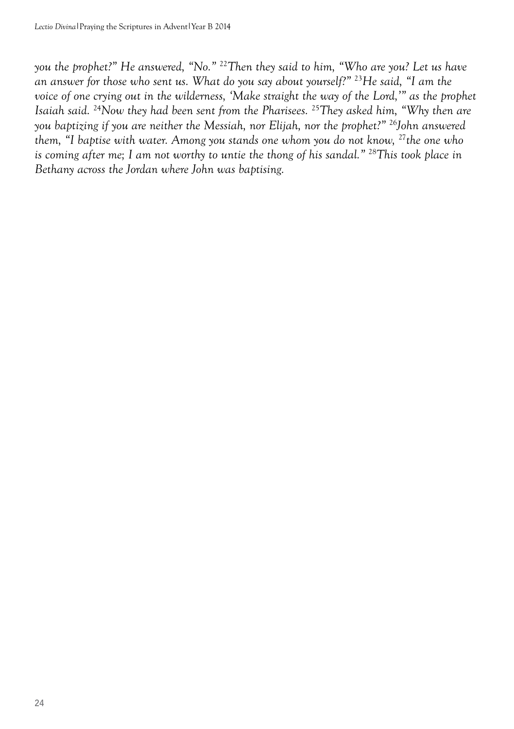*you the prophet?" He answered, "No."* [22]*Then they said to him, "Who are you? Let us have an answer for those who sent us. What do you say about yourself?"* [23]*He said, "I am the voice of one crying out in the wilderness, 'Make straight the way of the Lord,'" as the prophet Isaiah said.* [24]*Now they had been sent from the Pharisees.* [25]*They asked him, "Why then are you baptizing if you are neither the Messiah, nor Elijah, nor the prophet?"* [26]*John answered them, "I baptise with water. Among you stands one whom you do not know,* [27]*the one who is coming after me; I am not worthy to untie the thong of his sandal."* [28]*This took place in Bethany across the Jordan where John was baptising.*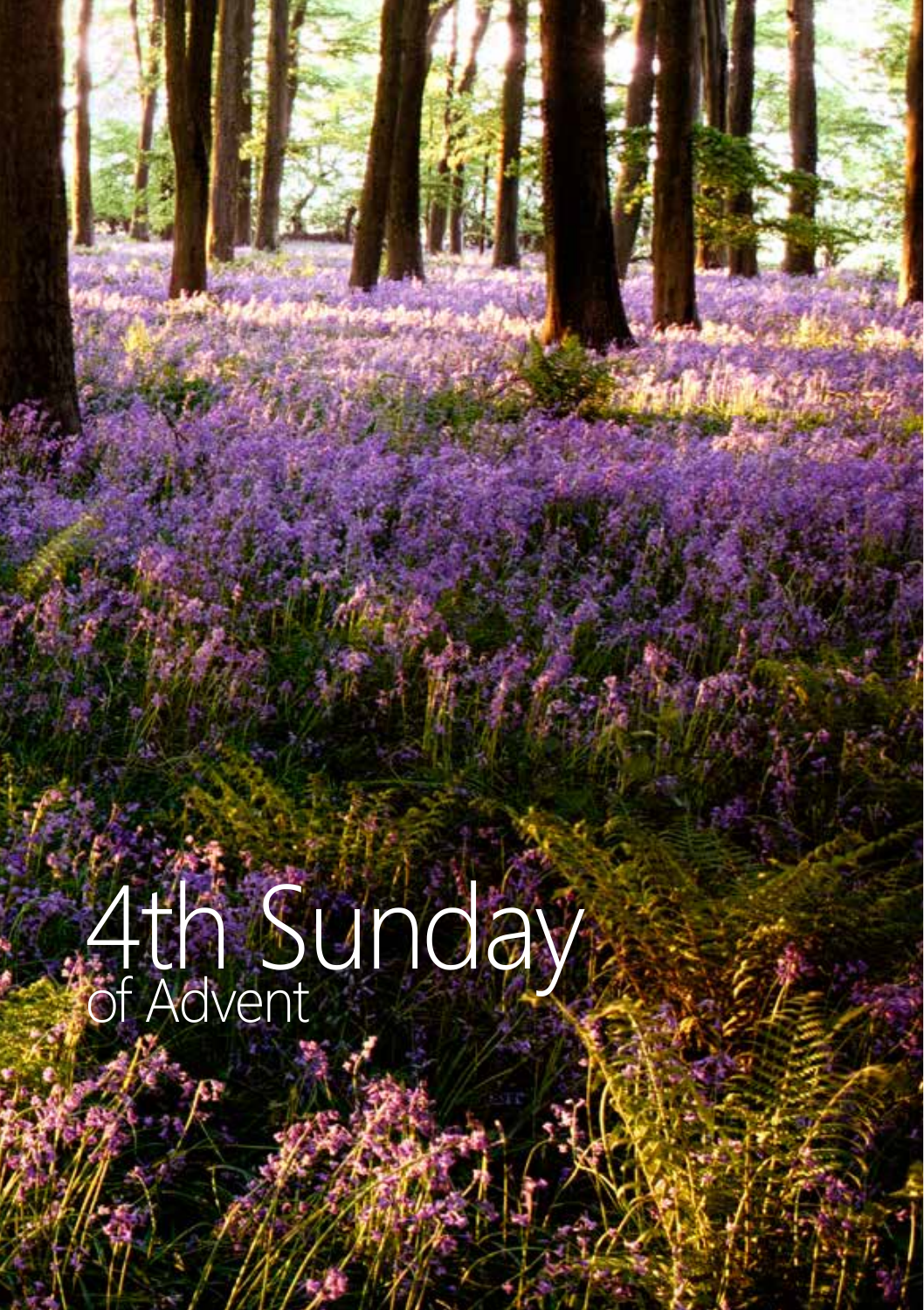# 4th Sunday
## of Advent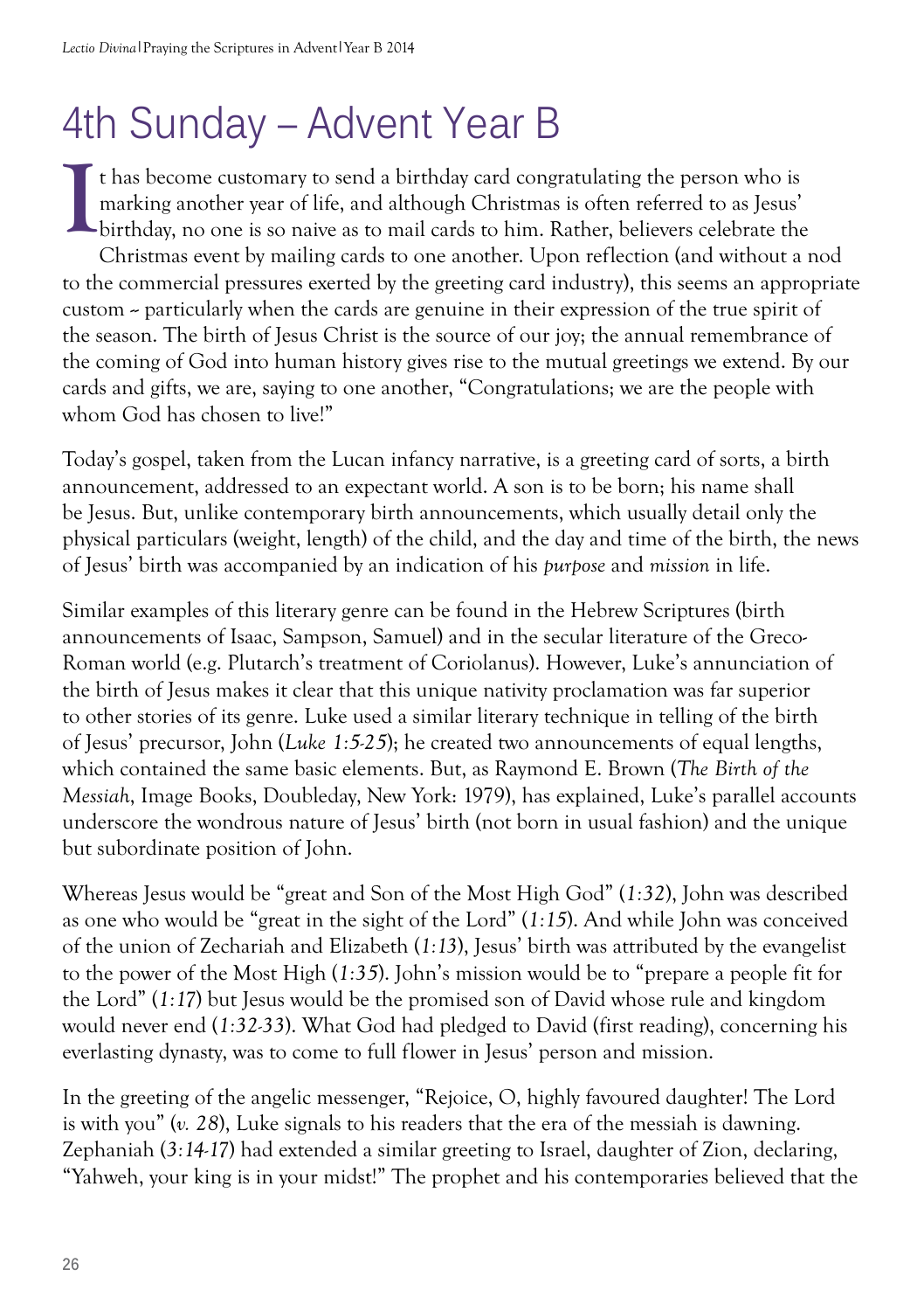# 4th Sunday – Advent Year B

It has become customary to send a birthday card congratulating the person who is marking another year of life, and although Christmas is often referred to as Jesus' birthday, no one is so naive as to mail cards to him. Rather, believers celebrate the Christmas event by mailing cards to one another. Upon reflection (and without a nod to the commercial pressures exerted by the greeting card industry), this seems an appropriate custom ~ particularly when the cards are genuine in their expression of the true spirit of the season. The birth of Jesus Christ is the source of our joy; the annual remembrance of the coming of God into human history gives rise to the mutual greetings we extend. By our cards and gifts, we are, saying to one another, "Congratulations; we are the people with whom God has chosen to live!"

Today's gospel, taken from the Lucan infancy narrative, is a greeting card of sorts, a birth announcement, addressed to an expectant world. A son is to be born; his name shall be Jesus. But, unlike contemporary birth announcements, which usually detail only the physical particulars (weight, length) of the child, and the day and time of the birth, the news of Jesus' birth was accompanied by an indication of his *purpose* and *mission* in life.

Similar examples of this literary genre can be found in the Hebrew Scriptures (birth announcements of Isaac, Sampson, Samuel) and in the secular literature of the Greco-Roman world (e.g. Plutarch's treatment of Coriolanus). However, Luke's annunciation of the birth of Jesus makes it clear that this unique nativity proclamation was far superior to other stories of its genre. Luke used a similar literary technique in telling of the birth of Jesus' precursor, John (*Luke 1:5-25*); he created two announcements of equal lengths, which contained the same basic elements. But, as Raymond E. Brown (*The Birth of the Messiah*, Image Books, Doubleday, New York: 1979), has explained, Luke's parallel accounts underscore the wondrous nature of Jesus' birth (not born in usual fashion) and the unique but subordinate position of John.

Whereas Jesus would be "great and Son of the Most High God" (*1:32*), John was described as one who would be "great in the sight of the Lord" (*1:15*). And while John was conceived of the union of Zechariah and Elizabeth (*1:13*), Jesus' birth was attributed by the evangelist to the power of the Most High (*1:35*). John's mission would be to "prepare a people fit for the Lord" (*1:17*) but Jesus would be the promised son of David whose rule and kingdom would never end (*1:32-33*). What God had pledged to David (first reading), concerning his everlasting dynasty, was to come to full flower in Jesus' person and mission.

In the greeting of the angelic messenger, "Rejoice, O, highly favoured daughter! The Lord is with you" (*v. 28*), Luke signals to his readers that the era of the messiah is dawning. Zephaniah (*3:14-17*) had extended a similar greeting to Israel, daughter of Zion, declaring, "Yahweh, your king is in your midst!" The prophet and his contemporaries believed that the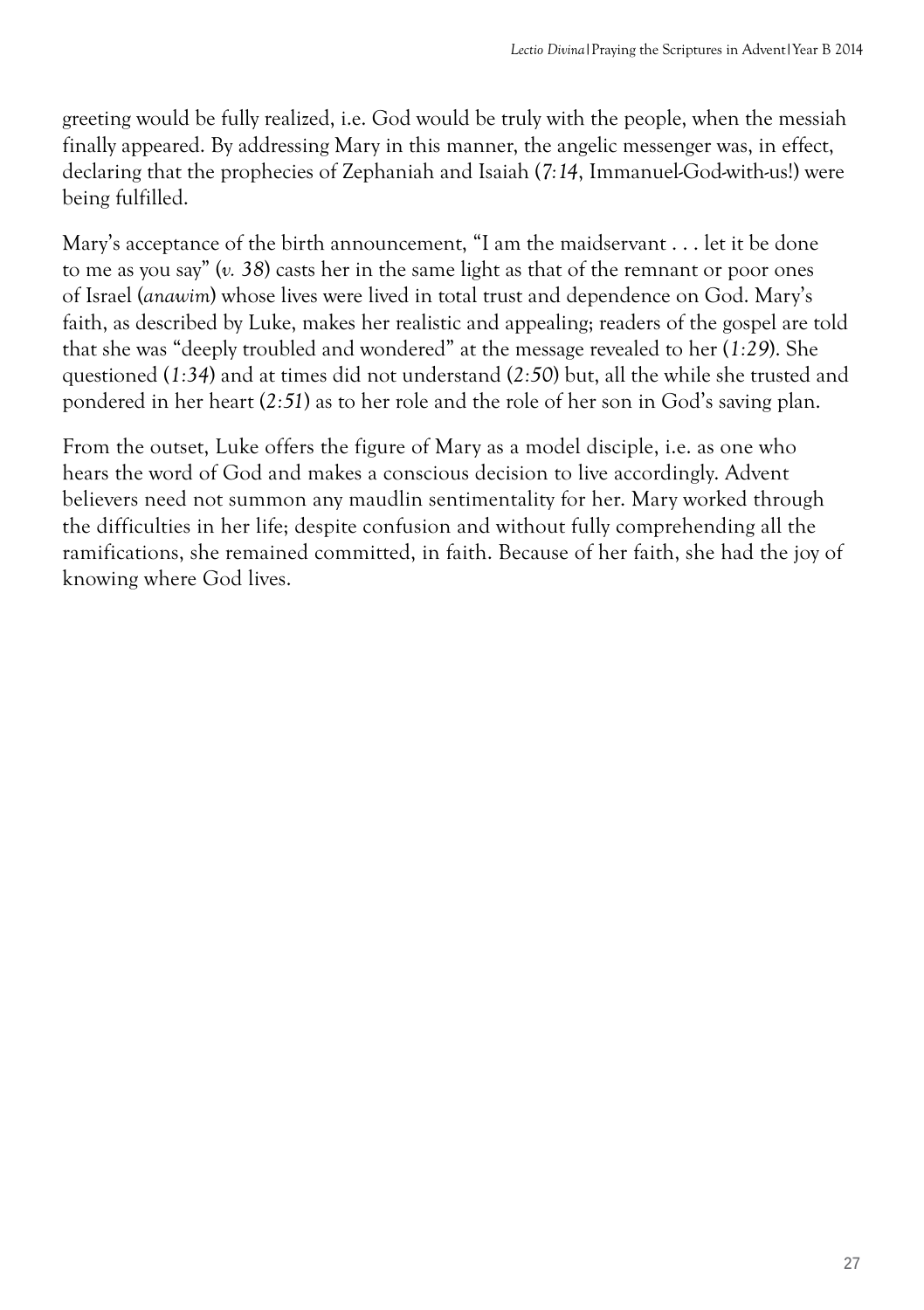greeting would be fully realized, i.e. God would be truly with the people, when the messiah finally appeared. By addressing Mary in this manner, the angelic messenger was, in effect, declaring that the prophecies of Zephaniah and Isaiah (*7:14*, Immanuel-God-with-us!) were being fulfilled.

Mary's acceptance of the birth announcement, "I am the maidservant . . . let it be done to me as you say" (*v. 38*) casts her in the same light as that of the remnant or poor ones of Israel (*anawim*) whose lives were lived in total trust and dependence on God. Mary's faith, as described by Luke, makes her realistic and appealing; readers of the gospel are told that she was "deeply troubled and wondered" at the message revealed to her (*1:29*). She questioned (*1:34*) and at times did not understand (*2:50*) but, all the while she trusted and pondered in her heart (*2:51*) as to her role and the role of her son in God's saving plan.

From the outset, Luke offers the figure of Mary as a model disciple, i.e. as one who hears the word of God and makes a conscious decision to live accordingly. Advent believers need not summon any maudlin sentimentality for her. Mary worked through the difficulties in her life; despite confusion and without fully comprehending all the ramifications, she remained committed, in faith. Because of her faith, she had the joy of knowing where God lives.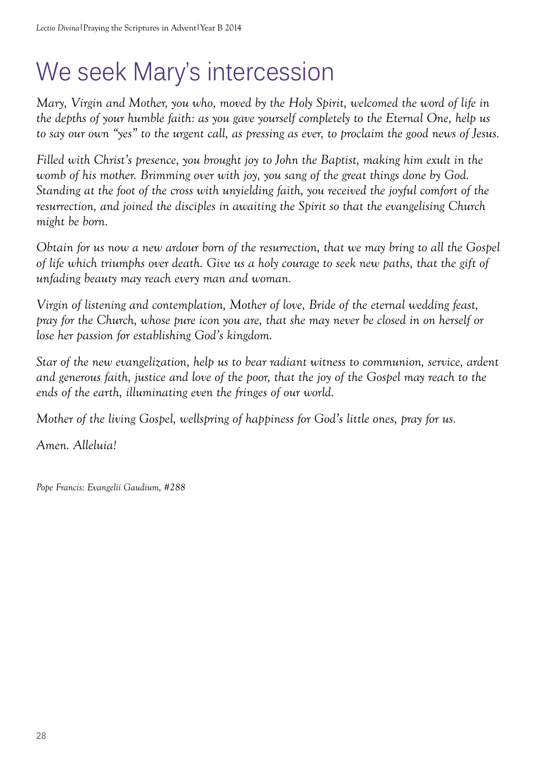# We seek Mary's intercession

*Mary, Virgin and Mother, you who, moved by the Holy Spirit, welcomed the word of life in the depths of your humble faith: as you gave yourself completely to the Eternal One, help us to say our own "yes" to the urgent call, as pressing as ever, to proclaim the good news of Jesus.*

*Filled with Christ's presence, you brought joy to John the Baptist, making him exult in the womb of his mother. Brimming over with joy, you sang of the great things done by God. Standing at the foot of the cross with unyielding faith, you received the joyful comfort of the resurrection, and joined the disciples in awaiting the Spirit so that the evangelising Church might be born.*

*Obtain for us now a new ardour born of the resurrection, that we may bring to all the Gospel of life which triumphs over death. Give us a holy courage to seek new paths, that the gift of unfading beauty may reach every man and woman.*

*Virgin of listening and contemplation, Mother of love, Bride of the eternal wedding feast, pray for the Church, whose pure icon you are, that she may never be closed in on herself or lose her passion for establishing God's kingdom.*

*Star of the new evangelization, help us to bear radiant witness to communion, service, ardent and generous faith, justice and love of the poor, that the joy of the Gospel may reach to the ends of the earth, illuminating even the fringes of our world.*

*Mother of the living Gospel, wellspring of happiness for God's little ones, pray for us.*

*Amen. Alleluia!*

*Pope Francis: Evangelii Gaudium, #288*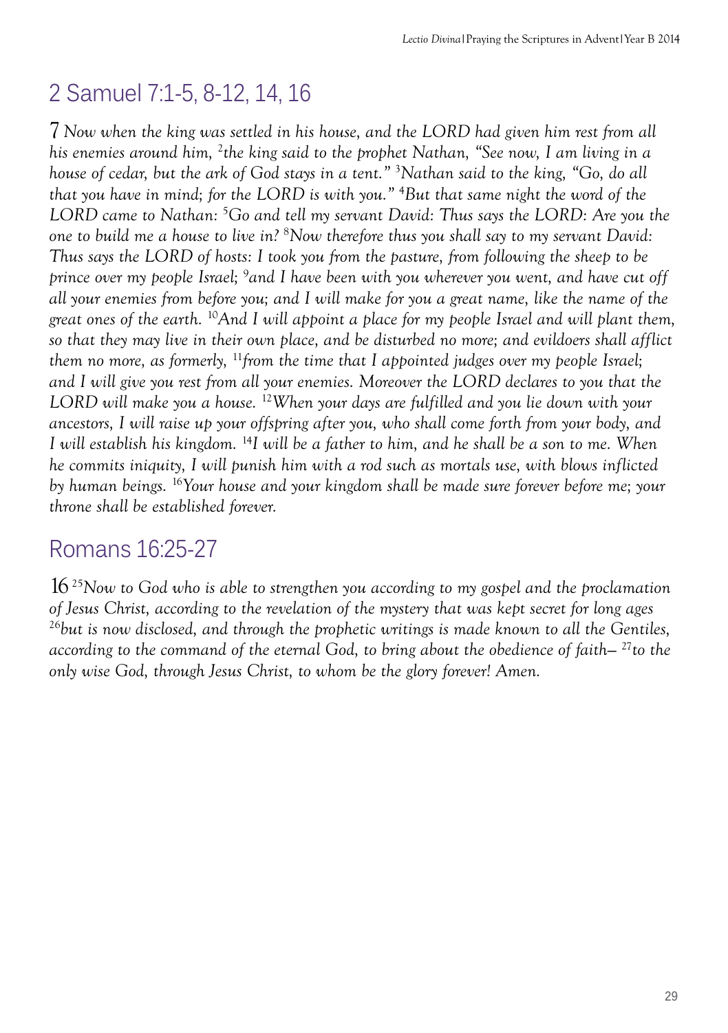## 2 Samuel 7:1-5, 8-12, 14, 16

7 *Now when the king was settled in his house, and the LORD had given him rest from all his enemies around him, [2]the king said to the prophet Nathan, "See now, I am living in a house of cedar, but the ark of God stays in a tent." [3]Nathan said to the king, "Go, do all that you have in mind; for the LORD is with you." [4]But that same night the word of the LORD came to Nathan: [5]Go and tell my servant David: Thus says the LORD: Are you the one to build me a house to live in? [8]Now therefore thus you shall say to my servant David: Thus says the LORD of hosts: I took you from the pasture, from following the sheep to be prince over my people Israel; [9]and I have been with you wherever you went, and have cut off all your enemies from before you; and I will make for you a great name, like the name of the great ones of the earth. [10]And I will appoint a place for my people Israel and will plant them, so that they may live in their own place, and be disturbed no more; and evildoers shall afflict them no more, as formerly, [11]from the time that I appointed judges over my people Israel; and I will give you rest from all your enemies. Moreover the LORD declares to you that the LORD will make you a house. [12]When your days are fulfilled and you lie down with your ancestors, I will raise up your offspring after you, who shall come forth from your body, and I will establish his kingdom. [14]I will be a father to him, and he shall be a son to me. When he commits iniquity, I will punish him with a rod such as mortals use, with blows inflicted by human beings. [16]Your house and your kingdom shall be made sure forever before me; your throne shall be established forever.*

## Romans 16:25-27

16 [25]*Now to God who is able to strengthen you according to my gospel and the proclamation of Jesus Christ, according to the revelation of the mystery that was kept secret for long ages [26]but is now disclosed, and through the prophetic writings is made known to all the Gentiles, according to the command of the eternal God, to bring about the obedience of faith– [27]to the only wise God, through Jesus Christ, to whom be the glory forever! Amen.*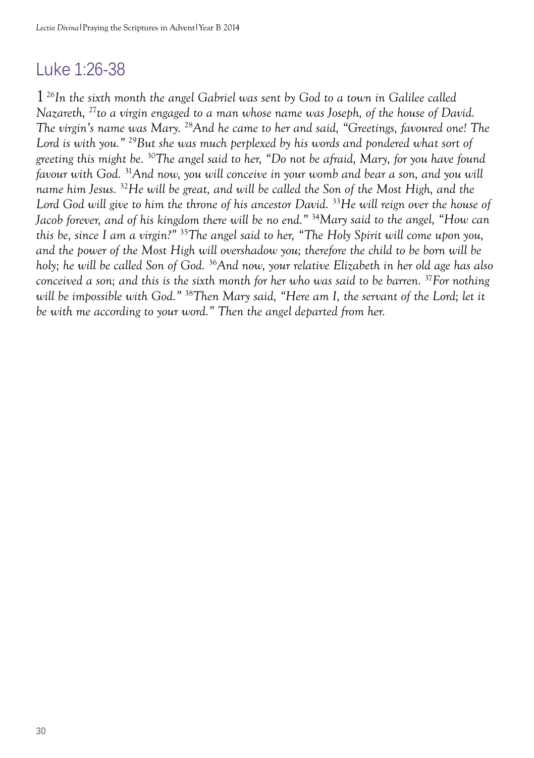# Luke 1:26-38

1 [26]*In the sixth month the angel Gabriel was sent by God to a town in Galilee called Nazareth,* [27]*to a virgin engaged to a man whose name was Joseph, of the house of David. The virgin's name was Mary.* [28]*And he came to her and said, "Greetings, favoured one! The Lord is with you."* [29]*But she was much perplexed by his words and pondered what sort of greeting this might be.* [30]*The angel said to her, "Do not be afraid, Mary, for you have found favour with God.* [31]*And now, you will conceive in your womb and bear a son, and you will name him Jesus.* [32]*He will be great, and will be called the Son of the Most High, and the Lord God will give to him the throne of his ancestor David.* [33]*He will reign over the house of Jacob forever, and of his kingdom there will be no end."* [34]*Mary said to the angel, "How can this be, since I am a virgin?"* [35]*The angel said to her, "The Holy Spirit will come upon you, and the power of the Most High will overshadow you; therefore the child to be born will be holy; he will be called Son of God.* [36]*And now, your relative Elizabeth in her old age has also conceived a son; and this is the sixth month for her who was said to be barren.* [37]*For nothing will be impossible with God."* [38]*Then Mary said, "Here am I, the servant of the Lord; let it be with me according to your word." Then the angel departed from her.*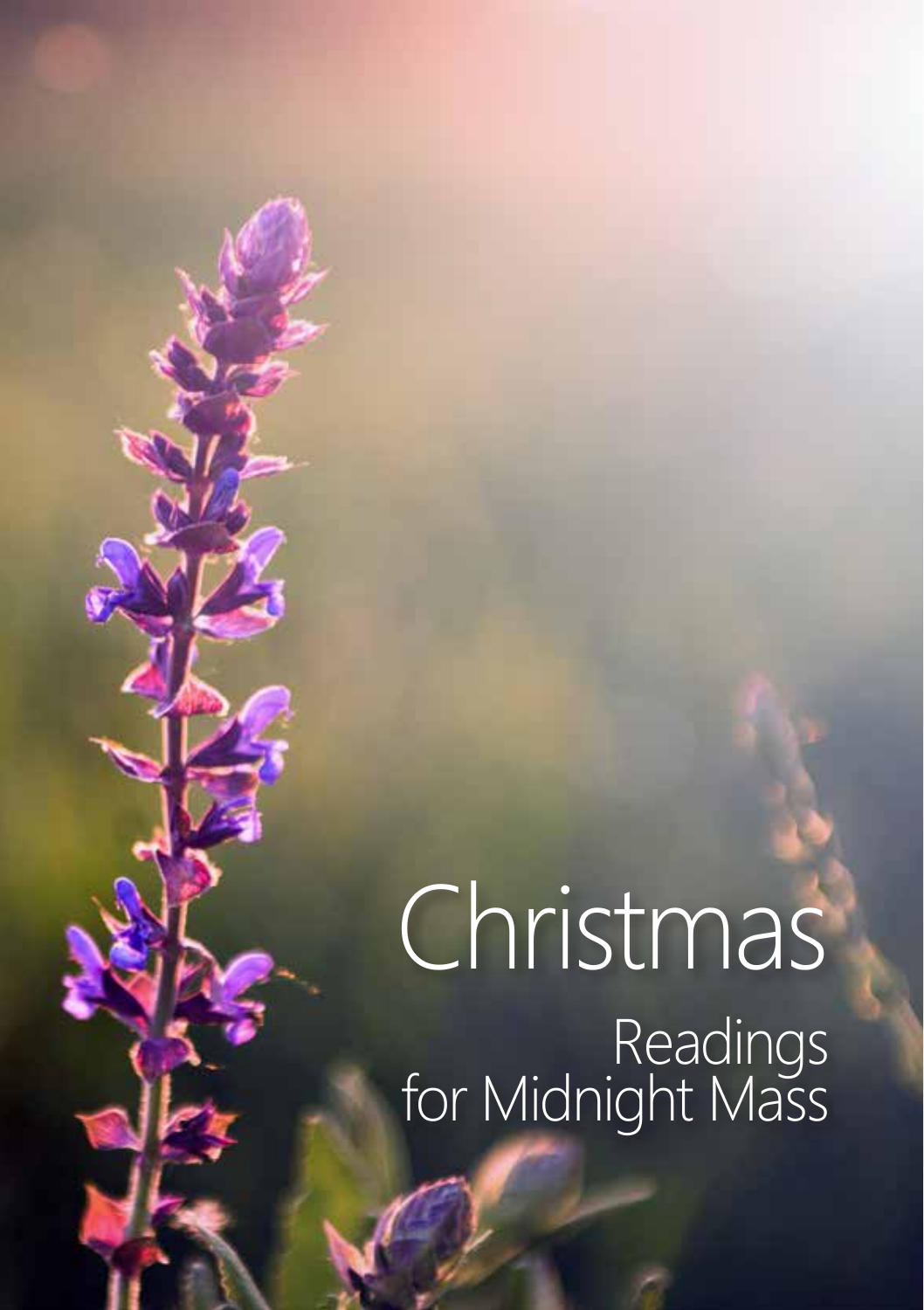# Christmas

## Readings for Midnight Mass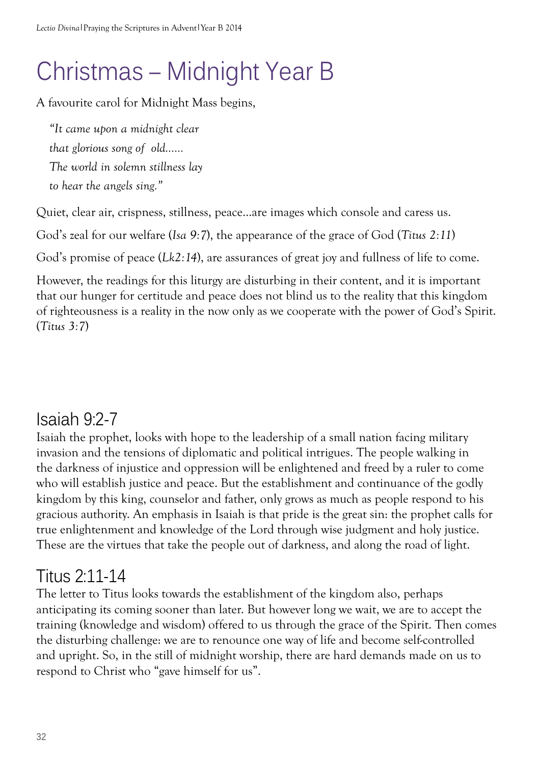# Christmas – Midnight Year B

A favourite carol for Midnight Mass begins,

> *"It came upon a midnight clear*
> *that glorious song of old......*
> *The world in solemn stillness lay*
> *to hear the angels sing."*

Quiet, clear air, crispness, stillness, peace...are images which console and caress us.

God's zeal for our welfare (*Isa 9:7*), the appearance of the grace of God (*Titus 2:11*)

God's promise of peace (*Lk2:14*), are assurances of great joy and fullness of life to come.

However, the readings for this liturgy are disturbing in their content, and it is important that our hunger for certitude and peace does not blind us to the reality that this kingdom of righteousness is a reality in the now only as we cooperate with the power of God's Spirit. (*Titus 3:7*)

## Isaiah 9:2-7

Isaiah the prophet, looks with hope to the leadership of a small nation facing military invasion and the tensions of diplomatic and political intrigues. The people walking in the darkness of injustice and oppression will be enlightened and freed by a ruler to come who will establish justice and peace. But the establishment and continuance of the godly kingdom by this king, counselor and father, only grows as much as people respond to his gracious authority. An emphasis in Isaiah is that pride is the great sin: the prophet calls for true enlightenment and knowledge of the Lord through wise judgment and holy justice. These are the virtues that take the people out of darkness, and along the road of light.

## Titus 2:11-14

The letter to Titus looks towards the establishment of the kingdom also, perhaps anticipating its coming sooner than later. But however long we wait, we are to accept the training (knowledge and wisdom) offered to us through the grace of the Spirit. Then comes the disturbing challenge: we are to renounce one way of life and become self-controlled and upright. So, in the still of midnight worship, there are hard demands made on us to respond to Christ who "gave himself for us".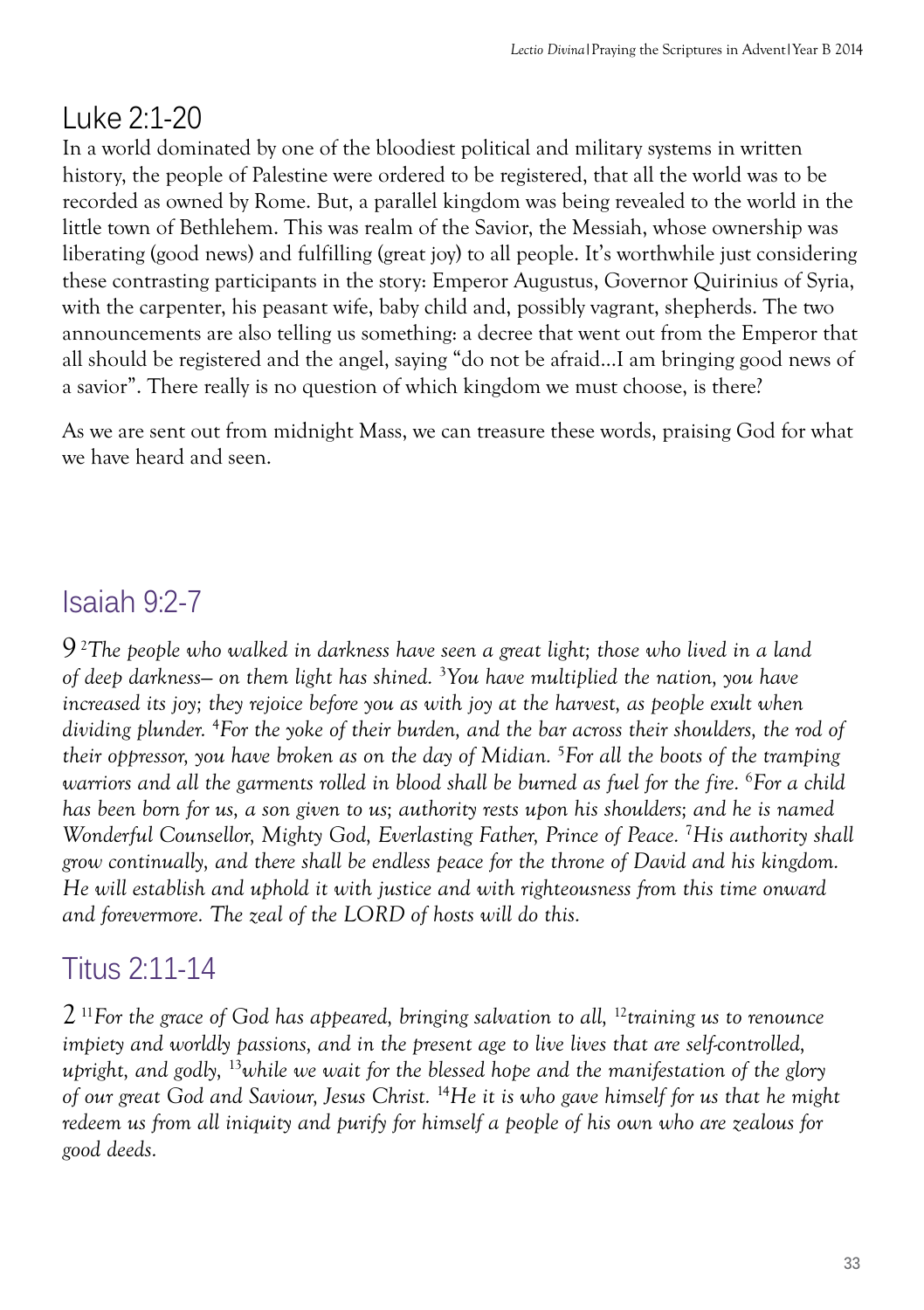## Luke 2:1-20

In a world dominated by one of the bloodiest political and military systems in written history, the people of Palestine were ordered to be registered, that all the world was to be recorded as owned by Rome. But, a parallel kingdom was being revealed to the world in the little town of Bethlehem. This was realm of the Savior, the Messiah, whose ownership was liberating (good news) and fulfilling (great joy) to all people. It's worthwhile just considering these contrasting participants in the story: Emperor Augustus, Governor Quirinius of Syria, with the carpenter, his peasant wife, baby child and, possibly vagrant, shepherds. The two announcements are also telling us something: a decree that went out from the Emperor that all should be registered and the angel, saying "do not be afraid…I am bringing good news of a savior". There really is no question of which kingdom we must choose, is there?

As we are sent out from midnight Mass, we can treasure these words, praising God for what we have heard and seen.

## Isaiah 9:2-7

9 [2]*The people who walked in darkness have seen a great light; those who lived in a land of deep darkness— on them light has shined.* [3]*You have multiplied the nation, you have increased its joy; they rejoice before you as with joy at the harvest, as people exult when dividing plunder.* [4]*For the yoke of their burden, and the bar across their shoulders, the rod of their oppressor, you have broken as on the day of Midian.* [5]*For all the boots of the tramping warriors and all the garments rolled in blood shall be burned as fuel for the fire.* [6]*For a child has been born for us, a son given to us; authority rests upon his shoulders; and he is named Wonderful Counsellor, Mighty God, Everlasting Father, Prince of Peace.* [7]*His authority shall grow continually, and there shall be endless peace for the throne of David and his kingdom. He will establish and uphold it with justice and with righteousness from this time onward and forevermore. The zeal of the LORD of hosts will do this.*

## Titus 2:11-14

2 [11]*For the grace of God has appeared, bringing salvation to all,* [12]*training us to renounce impiety and worldly passions, and in the present age to live lives that are self-controlled, upright, and godly,* [13]*while we wait for the blessed hope and the manifestation of the glory of our great God and Saviour, Jesus Christ.* [14]*He it is who gave himself for us that he might redeem us from all iniquity and purify for himself a people of his own who are zealous for good deeds.*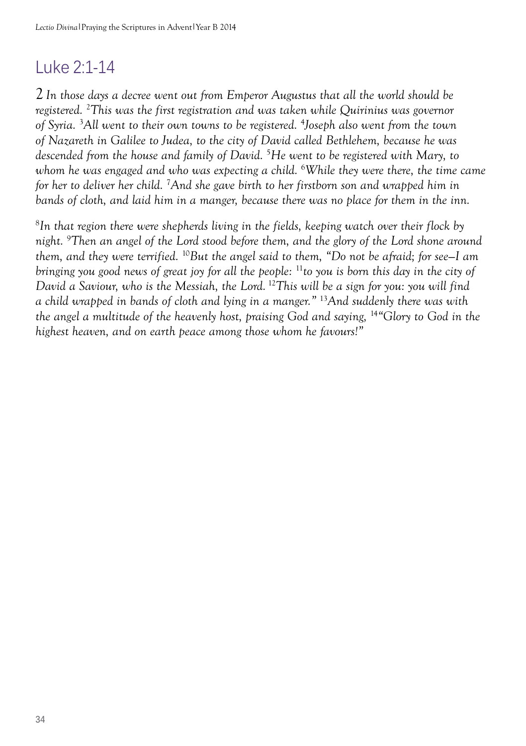# Luke 2:1-14

*2 In those days a decree went out from Emperor Augustus that all the world should be registered. [2]This was the first registration and was taken while Quirinius was governor of Syria. [3]All went to their own towns to be registered. [4]Joseph also went from the town of Nazareth in Galilee to Judea, to the city of David called Bethlehem, because he was descended from the house and family of David. [5]He went to be registered with Mary, to whom he was engaged and who was expecting a child. [6]While they were there, the time came for her to deliver her child. [7]And she gave birth to her firstborn son and wrapped him in bands of cloth, and laid him in a manger, because there was no place for them in the inn.*

*[8]In that region there were shepherds living in the fields, keeping watch over their flock by night. [9]Then an angel of the Lord stood before them, and the glory of the Lord shone around them, and they were terrified. [10]But the angel said to them, "Do not be afraid; for see–I am bringing you good news of great joy for all the people: [11]to you is born this day in the city of David a Saviour, who is the Messiah, the Lord. [12]This will be a sign for you: you will find a child wrapped in bands of cloth and lying in a manger." [13]And suddenly there was with the angel a multitude of the heavenly host, praising God and saying, [14]"Glory to God in the highest heaven, and on earth peace among those whom he favours!"*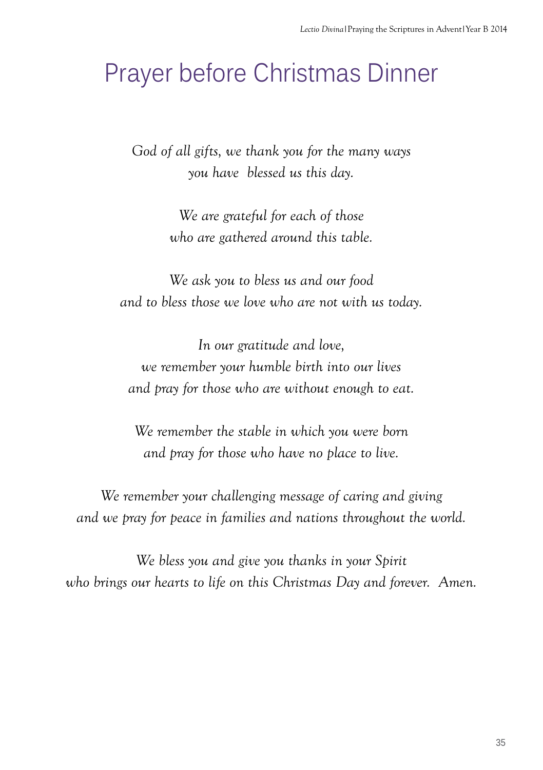# Prayer before Christmas Dinner

*God of all gifts, we thank you for the many ways*
*you have blessed us this day.*

*We are grateful for each of those*
*who are gathered around this table.*

*We ask you to bless us and our food*
*and to bless those we love who are not with us today.*

*In our gratitude and love,*
*we remember your humble birth into our lives*
*and pray for those who are without enough to eat.*

*We remember the stable in which you were born*
*and pray for those who have no place to live.*

*We remember your challenging message of caring and giving*
*and we pray for peace in families and nations throughout the world.*

*We bless you and give you thanks in your Spirit*
*who brings our hearts to life on this Christmas Day and forever. Amen.*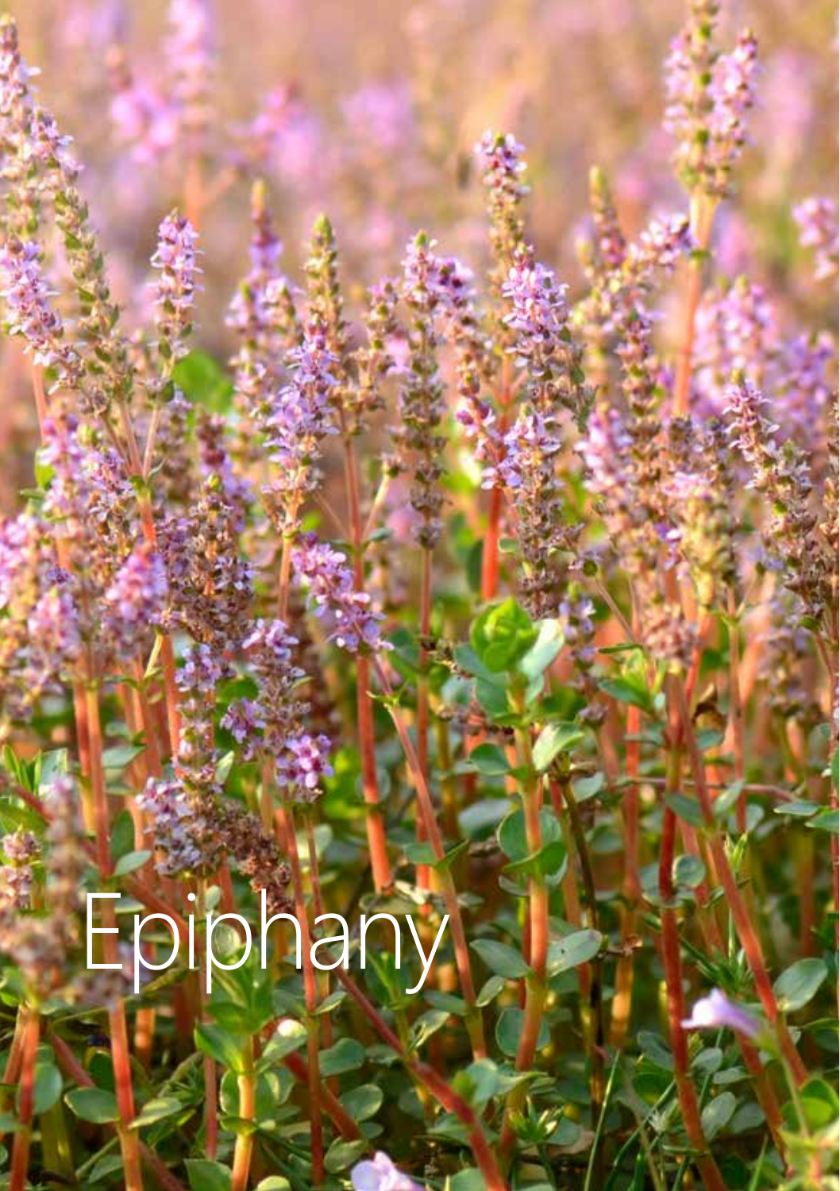# Epiphany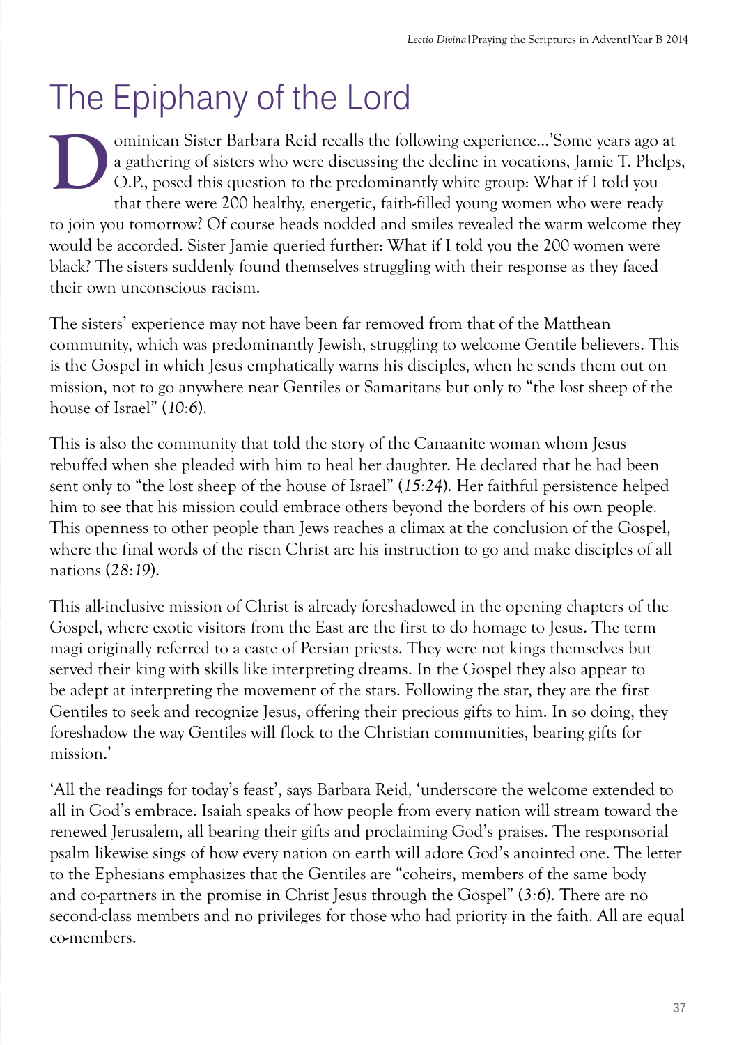# The Epiphany of the Lord

Dominican Sister Barbara Reid recalls the following experience...'Some years ago at a gathering of sisters who were discussing the decline in vocations, Jamie T. Phelps, O.P., posed this question to the predominantly white group: What if I told you that there were 200 healthy, energetic, faith-filled young women who were ready to join you tomorrow? Of course heads nodded and smiles revealed the warm welcome they would be accorded. Sister Jamie queried further: What if I told you the 200 women were black? The sisters suddenly found themselves struggling with their response as they faced their own unconscious racism.

The sisters' experience may not have been far removed from that of the Matthean community, which was predominantly Jewish, struggling to welcome Gentile believers. This is the Gospel in which Jesus emphatically warns his disciples, when he sends them out on mission, not to go anywhere near Gentiles or Samaritans but only to "the lost sheep of the house of Israel" (*10:6*).

This is also the community that told the story of the Canaanite woman whom Jesus rebuffed when she pleaded with him to heal her daughter. He declared that he had been sent only to "the lost sheep of the house of Israel" (*15:24*). Her faithful persistence helped him to see that his mission could embrace others beyond the borders of his own people. This openness to other people than Jews reaches a climax at the conclusion of the Gospel, where the final words of the risen Christ are his instruction to go and make disciples of all nations (*28:19*).

This all-inclusive mission of Christ is already foreshadowed in the opening chapters of the Gospel, where exotic visitors from the East are the first to do homage to Jesus. The term magi originally referred to a caste of Persian priests. They were not kings themselves but served their king with skills like interpreting dreams. In the Gospel they also appear to be adept at interpreting the movement of the stars. Following the star, they are the first Gentiles to seek and recognize Jesus, offering their precious gifts to him. In so doing, they foreshadow the way Gentiles will flock to the Christian communities, bearing gifts for mission.'

'All the readings for today's feast', says Barbara Reid, 'underscore the welcome extended to all in God's embrace. Isaiah speaks of how people from every nation will stream toward the renewed Jerusalem, all bearing their gifts and proclaiming God's praises. The responsorial psalm likewise sings of how every nation on earth will adore God's anointed one. The letter to the Ephesians emphasizes that the Gentiles are "coheirs, members of the same body and co-partners in the promise in Christ Jesus through the Gospel" (*3:6*). There are no second-class members and no privileges for those who had priority in the faith. All are equal co-members.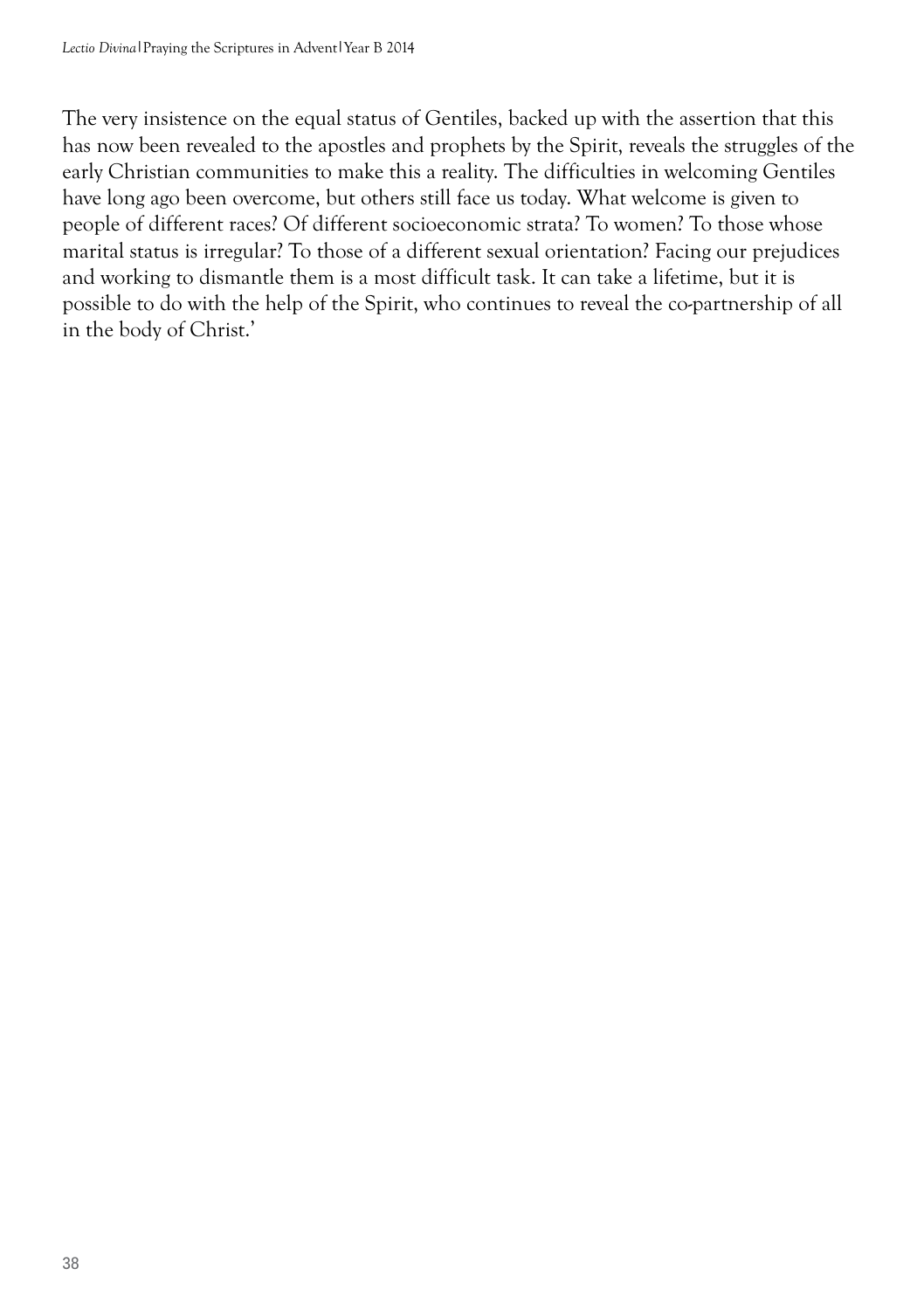The very insistence on the equal status of Gentiles, backed up with the assertion that this has now been revealed to the apostles and prophets by the Spirit, reveals the struggles of the early Christian communities to make this a reality. The difficulties in welcoming Gentiles have long ago been overcome, but others still face us today. What welcome is given to people of different races? Of different socioeconomic strata? To women? To those whose marital status is irregular? To those of a different sexual orientation? Facing our prejudices and working to dismantle them is a most difficult task. It can take a lifetime, but it is possible to do with the help of the Spirit, who continues to reveal the co-partnership of all in the body of Christ.'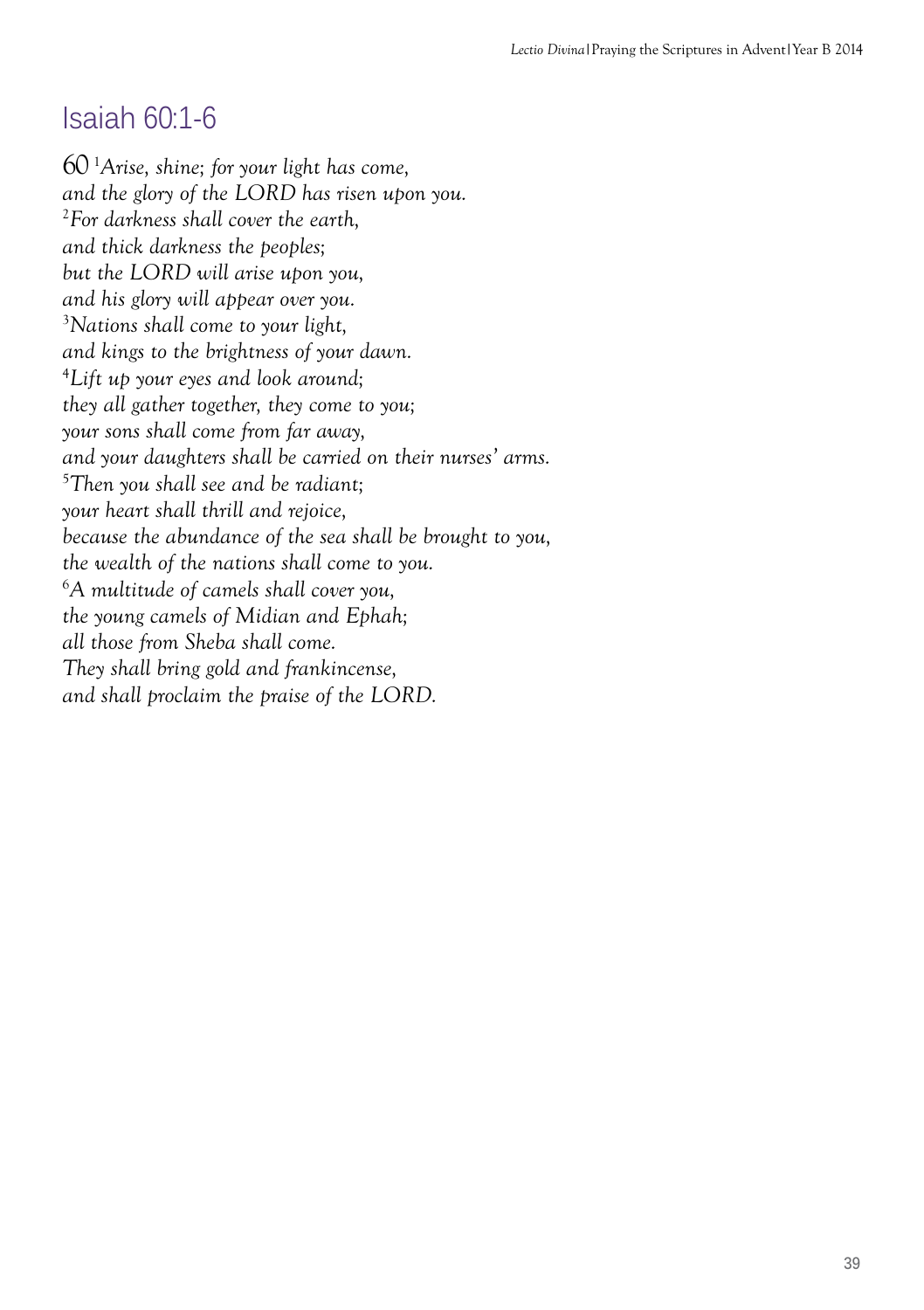## Isaiah 60:1-6

60 [1]*Arise, shine; for your light has come,*
*and the glory of the LORD has risen upon you.*
[2]*For darkness shall cover the earth,*
*and thick darkness the peoples;*
*but the LORD will arise upon you,*
*and his glory will appear over you.*
[3]*Nations shall come to your light,*
*and kings to the brightness of your dawn.*
[4]*Lift up your eyes and look around;*
*they all gather together, they come to you;*
*your sons shall come from far away,*
*and your daughters shall be carried on their nurses' arms.*
[5]*Then you shall see and be radiant;*
*your heart shall thrill and rejoice,*
*because the abundance of the sea shall be brought to you,*
*the wealth of the nations shall come to you.*
[6]*A multitude of camels shall cover you,*
*the young camels of Midian and Ephah;*
*all those from Sheba shall come.*
*They shall bring gold and frankincense,*
*and shall proclaim the praise of the LORD.*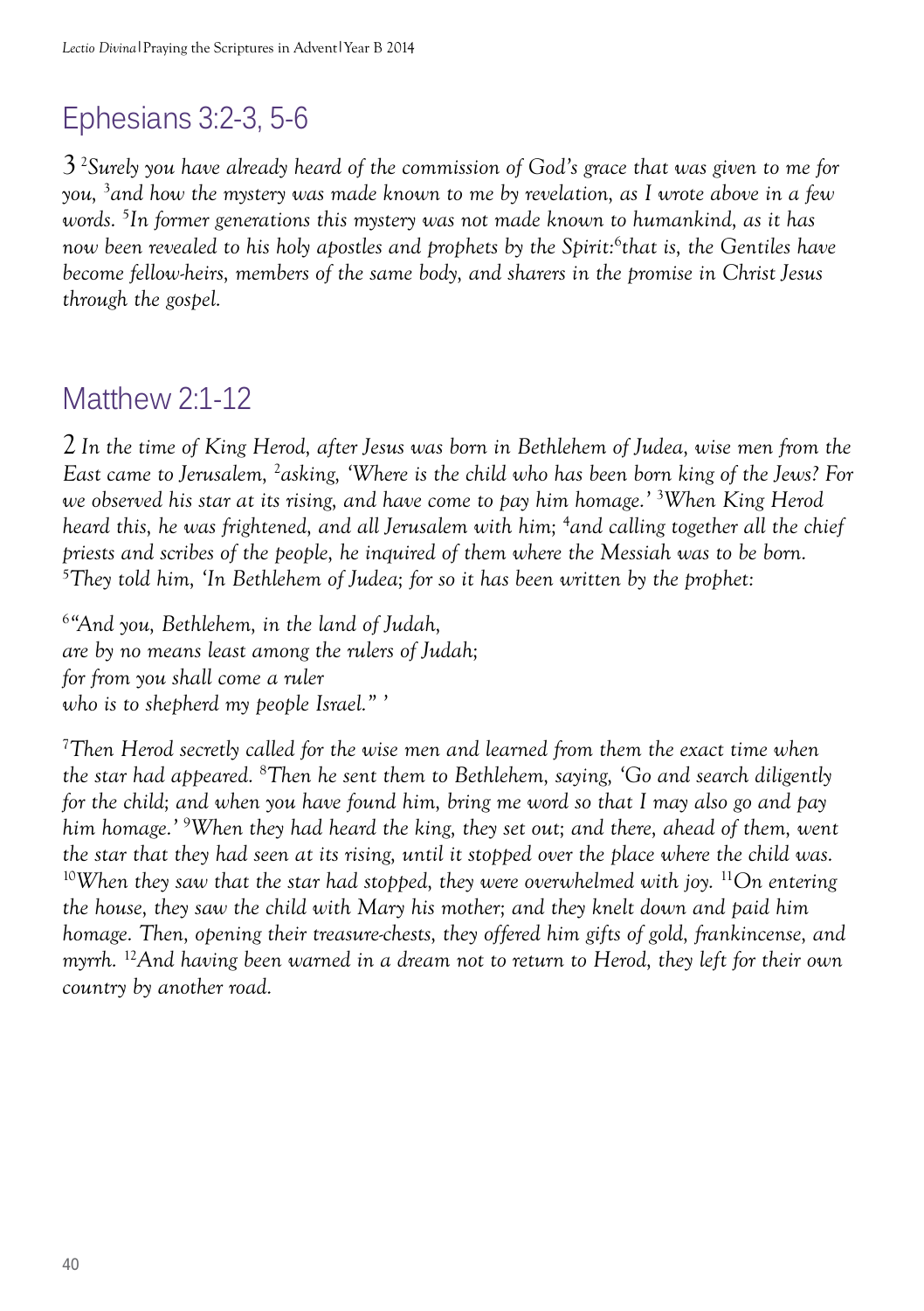## Ephesians 3:2-3, 5-6

*3 [2]Surely you have already heard of the commission of God's grace that was given to me for you, [3]and how the mystery was made known to me by revelation, as I wrote above in a few words. [5]In former generations this mystery was not made known to humankind, as it has now been revealed to his holy apostles and prophets by the Spirit:[6]that is, the Gentiles have become fellow-heirs, members of the same body, and sharers in the promise in Christ Jesus through the gospel.*

## Matthew 2:1-12

*2 In the time of King Herod, after Jesus was born in Bethlehem of Judea, wise men from the East came to Jerusalem, [2]asking, 'Where is the child who has been born king of the Jews? For we observed his star at its rising, and have come to pay him homage.' [3]When King Herod heard this, he was frightened, and all Jerusalem with him; [4]and calling together all the chief priests and scribes of the people, he inquired of them where the Messiah was to be born. [5]They told him, 'In Bethlehem of Judea; for so it has been written by the prophet:*

*[6]"And you, Bethlehem, in the land of Judah,*
*are by no means least among the rulers of Judah;*
*for from you shall come a ruler*
*who is to shepherd my people Israel." '*

*[7]Then Herod secretly called for the wise men and learned from them the exact time when the star had appeared. [8]Then he sent them to Bethlehem, saying, 'Go and search diligently for the child; and when you have found him, bring me word so that I may also go and pay him homage.' [9]When they had heard the king, they set out; and there, ahead of them, went the star that they had seen at its rising, until it stopped over the place where the child was. [10]When they saw that the star had stopped, they were overwhelmed with joy. [11]On entering the house, they saw the child with Mary his mother; and they knelt down and paid him homage. Then, opening their treasure-chests, they offered him gifts of gold, frankincense, and myrrh. [12]And having been warned in a dream not to return to Herod, they left for their own country by another road.*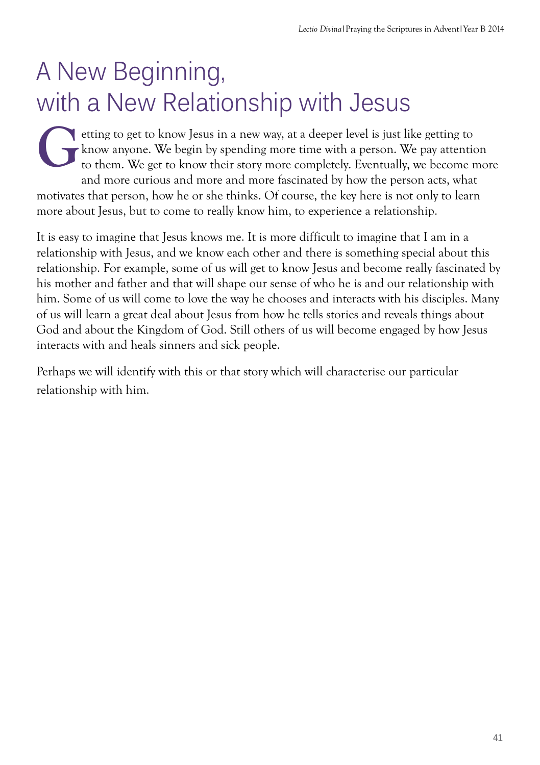# A New Beginning, with a New Relationship with Jesus

Getting to get to know Jesus in a new way, at a deeper level is just like getting to know anyone. We begin by spending more time with a person. We pay attention to them. We get to know their story more completely. Eventually, we become more and more curious and more and more fascinated by how the person acts, what motivates that person, how he or she thinks. Of course, the key here is not only to learn more about Jesus, but to come to really know him, to experience a relationship.

It is easy to imagine that Jesus knows me. It is more difficult to imagine that I am in a relationship with Jesus, and we know each other and there is something special about this relationship. For example, some of us will get to know Jesus and become really fascinated by his mother and father and that will shape our sense of who he is and our relationship with him. Some of us will come to love the way he chooses and interacts with his disciples. Many of us will learn a great deal about Jesus from how he tells stories and reveals things about God and about the Kingdom of God. Still others of us will become engaged by how Jesus interacts with and heals sinners and sick people.

Perhaps we will identify with this or that story which will characterise our particular relationship with him.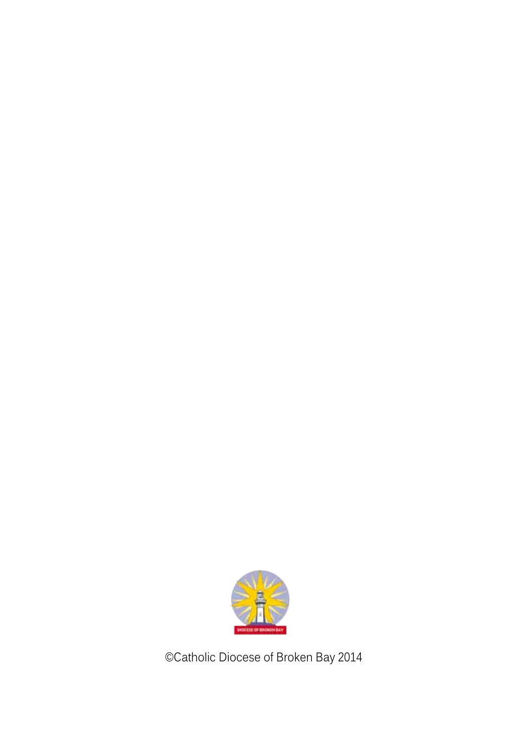©Catholic Diocese of Broken Bay 2014